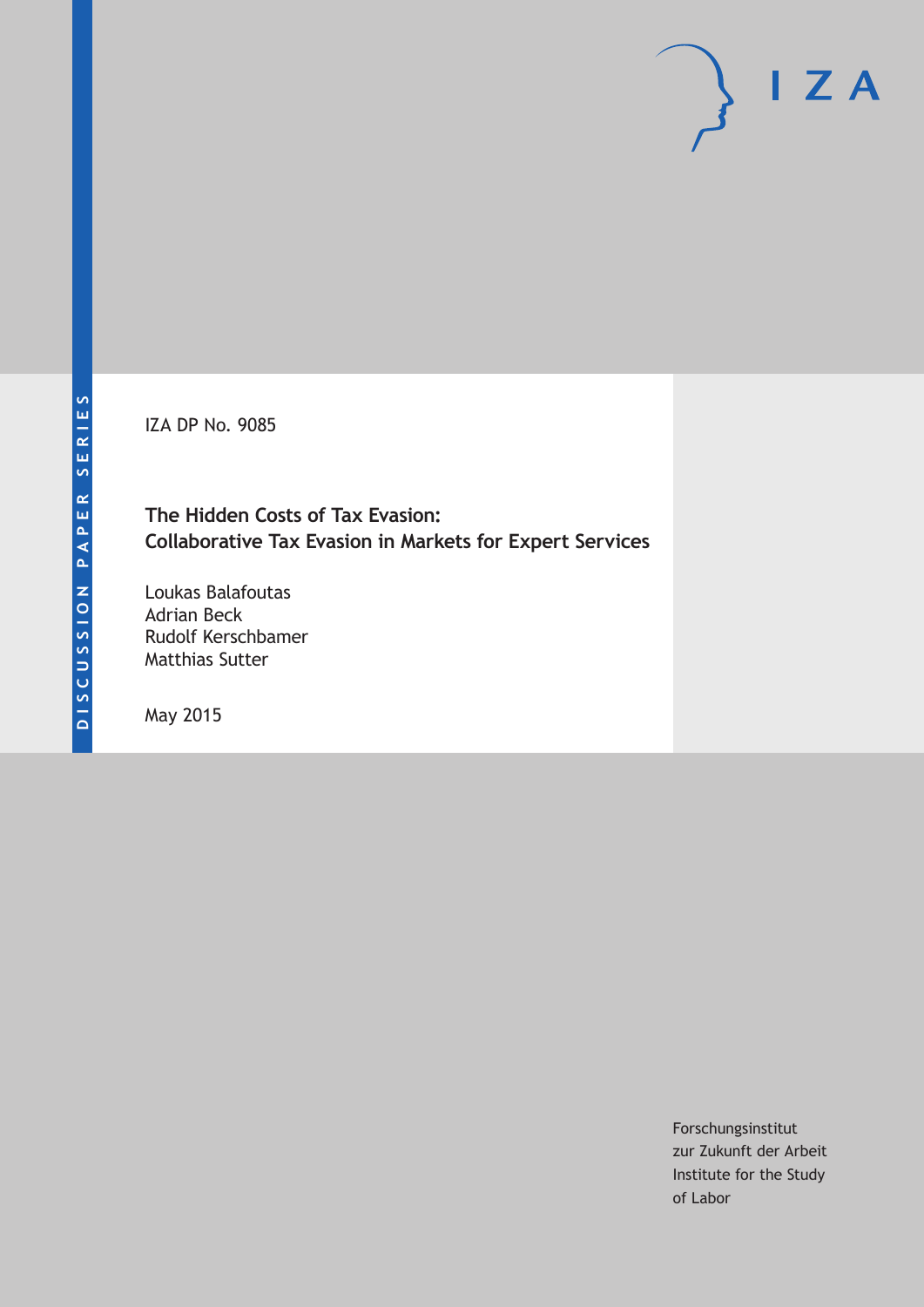DISCUSSION PAPER SERIES

IZA DP No. 9085

# The Hidden Costs of Tax Evasion: Collaborative Tax Evasion in Markets for Expert Services

Loukas Balafoutas
Adrian Beck
Rudolf Kerschbamer
Matthias Sutter

May 2015

Forschungsinstitut
zur Zukunft der Arbeit
Institute for the Study
of Labor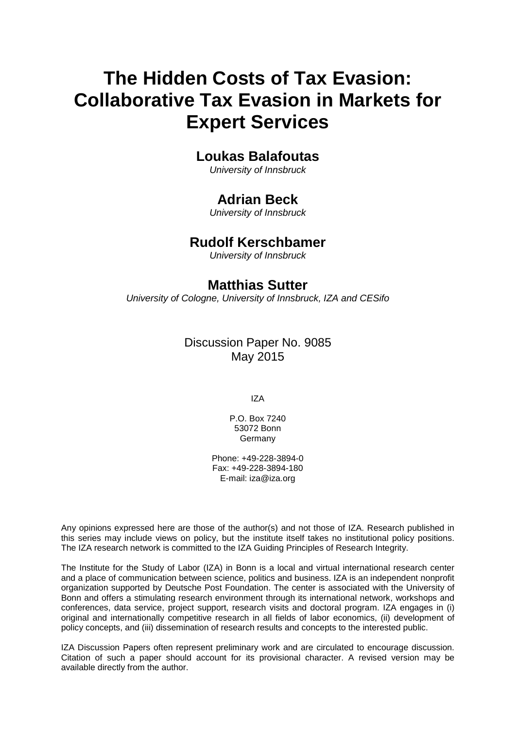# The Hidden Costs of Tax Evasion: Collaborative Tax Evasion in Markets for Expert Services

**Loukas Balafoutas**
*University of Innsbruck*

**Adrian Beck**
*University of Innsbruck*

**Rudolf Kerschbamer**
*University of Innsbruck*

**Matthias Sutter**
*University of Cologne, University of Innsbruck, IZA and CESifo*

Discussion Paper No. 9085
May 2015

IZA

P.O. Box 7240
53072 Bonn
Germany

Phone: +49-228-3894-0
Fax: +49-228-3894-180
E-mail: iza@iza.org

Any opinions expressed here are those of the author(s) and not those of IZA. Research published in this series may include views on policy, but the institute itself takes no institutional policy positions. The IZA research network is committed to the IZA Guiding Principles of Research Integrity.

The Institute for the Study of Labor (IZA) in Bonn is a local and virtual international research center and a place of communication between science, politics and business. IZA is an independent nonprofit organization supported by Deutsche Post Foundation. The center is associated with the University of Bonn and offers a stimulating research environment through its international network, workshops and conferences, data service, project support, research visits and doctoral program. IZA engages in (i) original and internationally competitive research in all fields of labor economics, (ii) development of policy concepts, and (iii) dissemination of research results and concepts to the interested public.

IZA Discussion Papers often represent preliminary work and are circulated to encourage discussion. Citation of such a paper should account for its provisional character. A revised version may be available directly from the author.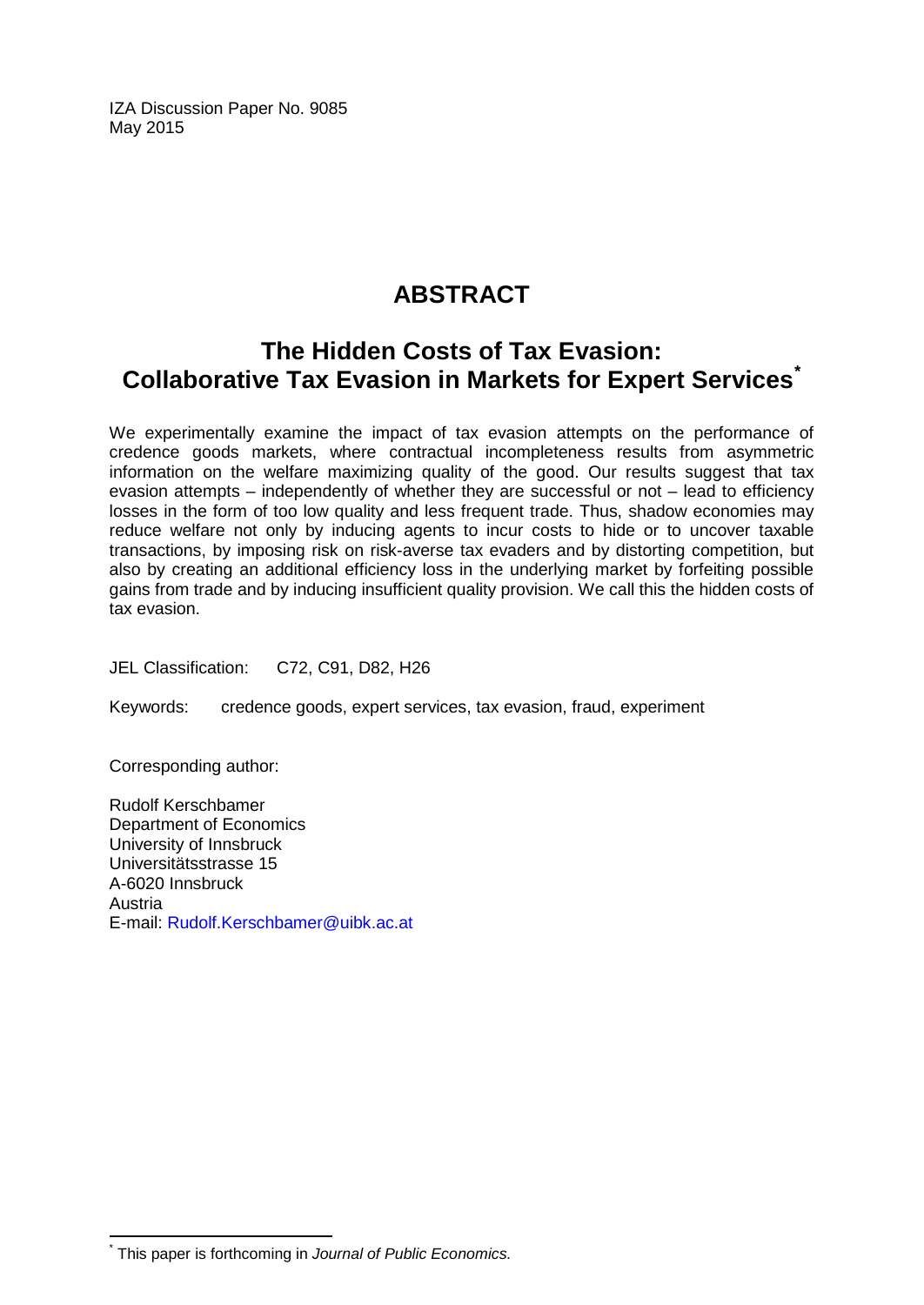IZA Discussion Paper No. 9085
May 2015

# ABSTRACT

## The Hidden Costs of Tax Evasion: Collaborative Tax Evasion in Markets for Expert Services*

We experimentally examine the impact of tax evasion attempts on the performance of credence goods markets, where contractual incompleteness results from asymmetric information on the welfare maximizing quality of the good. Our results suggest that tax evasion attempts – independently of whether they are successful or not – lead to efficiency losses in the form of too low quality and less frequent trade. Thus, shadow economies may reduce welfare not only by inducing agents to incur costs to hide or to uncover taxable transactions, by imposing risk on risk-averse tax evaders and by distorting competition, but also by creating an additional efficiency loss in the underlying market by forfeiting possible gains from trade and by inducing insufficient quality provision. We call this the hidden costs of tax evasion.

JEL Classification: C72, C91, D82, H26

Keywords: credence goods, expert services, tax evasion, fraud, experiment

Corresponding author:

Rudolf Kerschbamer
Department of Economics
University of Innsbruck
Universitätsstrasse 15
A-6020 Innsbruck
Austria
E-mail: Rudolf.Kerschbamer@uibk.ac.at

---

* This paper is forthcoming in *Journal of Public Economics.*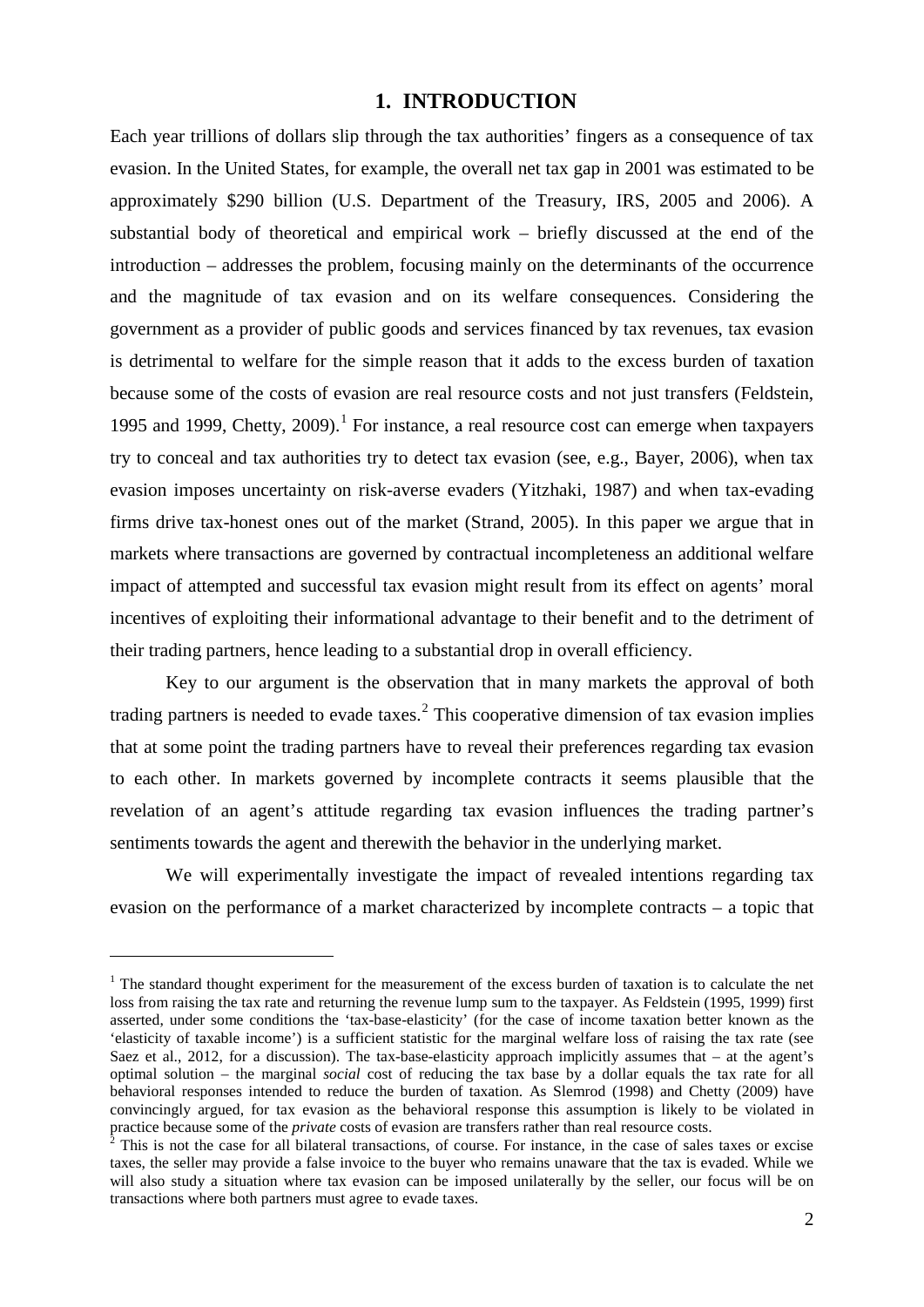# 1. INTRODUCTION

Each year trillions of dollars slip through the tax authorities' fingers as a consequence of tax evasion. In the United States, for example, the overall net tax gap in 2001 was estimated to be approximately $290 billion (U.S. Department of the Treasury, IRS, 2005 and 2006). A substantial body of theoretical and empirical work – briefly discussed at the end of the introduction – addresses the problem, focusing mainly on the determinants of the occurrence and the magnitude of tax evasion and on its welfare consequences. Considering the government as a provider of public goods and services financed by tax revenues, tax evasion is detrimental to welfare for the simple reason that it adds to the excess burden of taxation because some of the costs of evasion are real resource costs and not just transfers (Feldstein, 1995 and 1999, Chetty, 2009).[1] For instance, a real resource cost can emerge when taxpayers try to conceal and tax authorities try to detect tax evasion (see, e.g., Bayer, 2006), when tax evasion imposes uncertainty on risk-averse evaders (Yitzhaki, 1987) and when tax-evading firms drive tax-honest ones out of the market (Strand, 2005). In this paper we argue that in markets where transactions are governed by contractual incompleteness an additional welfare impact of attempted and successful tax evasion might result from its effect on agents' moral incentives of exploiting their informational advantage to their benefit and to the detriment of their trading partners, hence leading to a substantial drop in overall efficiency.

Key to our argument is the observation that in many markets the approval of both trading partners is needed to evade taxes.[2] This cooperative dimension of tax evasion implies that at some point the trading partners have to reveal their preferences regarding tax evasion to each other. In markets governed by incomplete contracts it seems plausible that the revelation of an agent's attitude regarding tax evasion influences the trading partner's sentiments towards the agent and therewith the behavior in the underlying market.

We will experimentally investigate the impact of revealed intentions regarding tax evasion on the performance of a market characterized by incomplete contracts – a topic that

[1] The standard thought experiment for the measurement of the excess burden of taxation is to calculate the net loss from raising the tax rate and returning the revenue lump sum to the taxpayer. As Feldstein (1995, 1999) first asserted, under some conditions the 'tax-base-elasticity' (for the case of income taxation better known as the 'elasticity of taxable income') is a sufficient statistic for the marginal welfare loss of raising the tax rate (see Saez et al., 2012, for a discussion). The tax-base-elasticity approach implicitly assumes that – at the agent's optimal solution – the marginal *social* cost of reducing the tax base by a dollar equals the tax rate for all behavioral responses intended to reduce the burden of taxation. As Slemrod (1998) and Chetty (2009) have convincingly argued, for tax evasion as the behavioral response this assumption is likely to be violated in practice because some of the *private* costs of evasion are transfers rather than real resource costs.

[2] This is not the case for all bilateral transactions, of course. For instance, in the case of sales taxes or excise taxes, the seller may provide a false invoice to the buyer who remains unaware that the tax is evaded. While we will also study a situation where tax evasion can be imposed unilaterally by the seller, our focus will be on transactions where both partners must agree to evade taxes.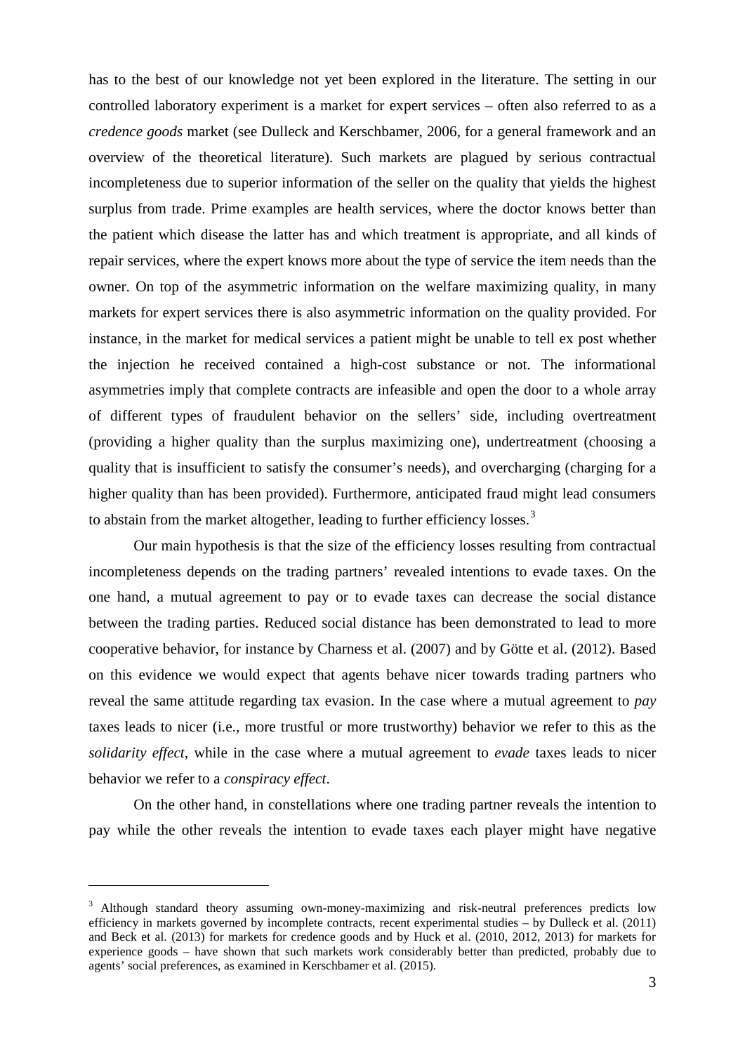has to the best of our knowledge not yet been explored in the literature. The setting in our controlled laboratory experiment is a market for expert services – often also referred to as a *credence goods* market (see Dulleck and Kerschbamer, 2006, for a general framework and an overview of the theoretical literature). Such markets are plagued by serious contractual incompleteness due to superior information of the seller on the quality that yields the highest surplus from trade. Prime examples are health services, where the doctor knows better than the patient which disease the latter has and which treatment is appropriate, and all kinds of repair services, where the expert knows more about the type of service the item needs than the owner. On top of the asymmetric information on the welfare maximizing quality, in many markets for expert services there is also asymmetric information on the quality provided. For instance, in the market for medical services a patient might be unable to tell ex post whether the injection he received contained a high-cost substance or not. The informational asymmetries imply that complete contracts are infeasible and open the door to a whole array of different types of fraudulent behavior on the sellers' side, including overtreatment (providing a higher quality than the surplus maximizing one), undertreatment (choosing a quality that is insufficient to satisfy the consumer's needs), and overcharging (charging for a higher quality than has been provided). Furthermore, anticipated fraud might lead consumers to abstain from the market altogether, leading to further efficiency losses.[3]

Our main hypothesis is that the size of the efficiency losses resulting from contractual incompleteness depends on the trading partners' revealed intentions to evade taxes. On the one hand, a mutual agreement to pay or to evade taxes can decrease the social distance between the trading parties. Reduced social distance has been demonstrated to lead to more cooperative behavior, for instance by Charness et al. (2007) and by Götte et al. (2012). Based on this evidence we would expect that agents behave nicer towards trading partners who reveal the same attitude regarding tax evasion. In the case where a mutual agreement to *pay* taxes leads to nicer (i.e., more trustful or more trustworthy) behavior we refer to this as the *solidarity effect*, while in the case where a mutual agreement to *evade* taxes leads to nicer behavior we refer to a *conspiracy effect*.

On the other hand, in constellations where one trading partner reveals the intention to pay while the other reveals the intention to evade taxes each player might have negative

[3] Although standard theory assuming own-money-maximizing and risk-neutral preferences predicts low efficiency in markets governed by incomplete contracts, recent experimental studies – by Dulleck et al. (2011) and Beck et al. (2013) for markets for credence goods and by Huck et al. (2010, 2012, 2013) for markets for experience goods – have shown that such markets work considerably better than predicted, probably due to agents' social preferences, as examined in Kerschbamer et al. (2015).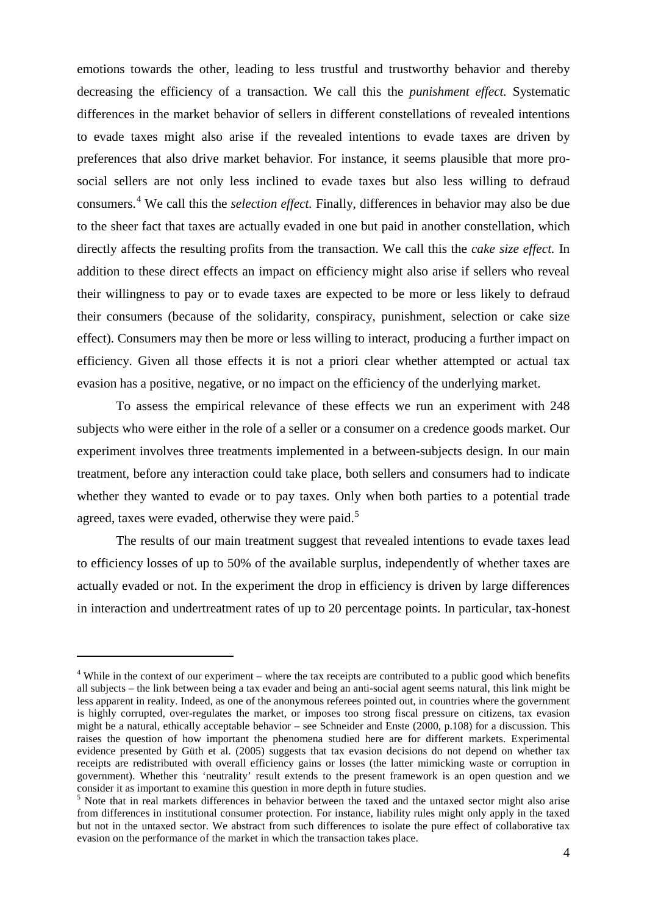emotions towards the other, leading to less trustful and trustworthy behavior and thereby decreasing the efficiency of a transaction. We call this the *punishment effect.* Systematic differences in the market behavior of sellers in different constellations of revealed intentions to evade taxes might also arise if the revealed intentions to evade taxes are driven by preferences that also drive market behavior. For instance, it seems plausible that more pro-social sellers are not only less inclined to evade taxes but also less willing to defraud consumers.[4] We call this the *selection effect.* Finally, differences in behavior may also be due to the sheer fact that taxes are actually evaded in one but paid in another constellation, which directly affects the resulting profits from the transaction. We call this the *cake size effect.* In addition to these direct effects an impact on efficiency might also arise if sellers who reveal their willingness to pay or to evade taxes are expected to be more or less likely to defraud their consumers (because of the solidarity, conspiracy, punishment, selection or cake size effect). Consumers may then be more or less willing to interact, producing a further impact on efficiency. Given all those effects it is not a priori clear whether attempted or actual tax evasion has a positive, negative, or no impact on the efficiency of the underlying market.

To assess the empirical relevance of these effects we run an experiment with 248 subjects who were either in the role of a seller or a consumer on a credence goods market. Our experiment involves three treatments implemented in a between-subjects design. In our main treatment, before any interaction could take place, both sellers and consumers had to indicate whether they wanted to evade or to pay taxes. Only when both parties to a potential trade agreed, taxes were evaded, otherwise they were paid.[5]

The results of our main treatment suggest that revealed intentions to evade taxes lead to efficiency losses of up to 50% of the available surplus, independently of whether taxes are actually evaded or not. In the experiment the drop in efficiency is driven by large differences in interaction and undertreatment rates of up to 20 percentage points. In particular, tax-honest

[4] While in the context of our experiment – where the tax receipts are contributed to a public good which benefits all subjects – the link between being a tax evader and being an anti-social agent seems natural, this link might be less apparent in reality. Indeed, as one of the anonymous referees pointed out, in countries where the government is highly corrupted, over-regulates the market, or imposes too strong fiscal pressure on citizens, tax evasion might be a natural, ethically acceptable behavior – see Schneider and Enste (2000, p.108) for a discussion. This raises the question of how important the phenomena studied here are for different markets. Experimental evidence presented by Güth et al. (2005) suggests that tax evasion decisions do not depend on whether tax receipts are redistributed with overall efficiency gains or losses (the latter mimicking waste or corruption in government). Whether this 'neutrality' result extends to the present framework is an open question and we consider it as important to examine this question in more depth in future studies.

[5] Note that in real markets differences in behavior between the taxed and the untaxed sector might also arise from differences in institutional consumer protection. For instance, liability rules might only apply in the taxed but not in the untaxed sector. We abstract from such differences to isolate the pure effect of collaborative tax evasion on the performance of the market in which the transaction takes place.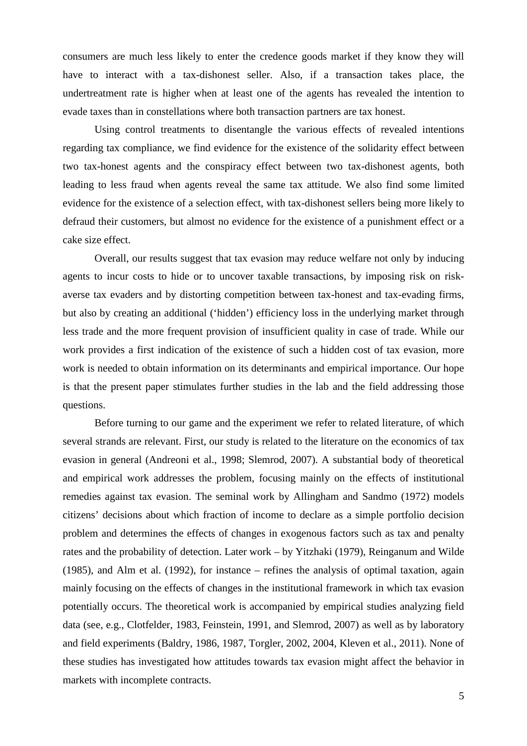consumers are much less likely to enter the credence goods market if they know they will have to interact with a tax-dishonest seller. Also, if a transaction takes place, the undertreatment rate is higher when at least one of the agents has revealed the intention to evade taxes than in constellations where both transaction partners are tax honest.

Using control treatments to disentangle the various effects of revealed intentions regarding tax compliance, we find evidence for the existence of the solidarity effect between two tax-honest agents and the conspiracy effect between two tax-dishonest agents, both leading to less fraud when agents reveal the same tax attitude. We also find some limited evidence for the existence of a selection effect, with tax-dishonest sellers being more likely to defraud their customers, but almost no evidence for the existence of a punishment effect or a cake size effect.

Overall, our results suggest that tax evasion may reduce welfare not only by inducing agents to incur costs to hide or to uncover taxable transactions, by imposing risk on risk-averse tax evaders and by distorting competition between tax-honest and tax-evading firms, but also by creating an additional ('hidden') efficiency loss in the underlying market through less trade and the more frequent provision of insufficient quality in case of trade. While our work provides a first indication of the existence of such a hidden cost of tax evasion, more work is needed to obtain information on its determinants and empirical importance. Our hope is that the present paper stimulates further studies in the lab and the field addressing those questions.

Before turning to our game and the experiment we refer to related literature, of which several strands are relevant. First, our study is related to the literature on the economics of tax evasion in general (Andreoni et al., 1998; Slemrod, 2007). A substantial body of theoretical and empirical work addresses the problem, focusing mainly on the effects of institutional remedies against tax evasion. The seminal work by Allingham and Sandmo (1972) models citizens' decisions about which fraction of income to declare as a simple portfolio decision problem and determines the effects of changes in exogenous factors such as tax and penalty rates and the probability of detection. Later work – by Yitzhaki (1979), Reinganum and Wilde (1985), and Alm et al. (1992), for instance – refines the analysis of optimal taxation, again mainly focusing on the effects of changes in the institutional framework in which tax evasion potentially occurs. The theoretical work is accompanied by empirical studies analyzing field data (see, e.g., Clotfelder, 1983, Feinstein, 1991, and Slemrod, 2007) as well as by laboratory and field experiments (Baldry, 1986, 1987, Torgler, 2002, 2004, Kleven et al., 2011). None of these studies has investigated how attitudes towards tax evasion might affect the behavior in markets with incomplete contracts.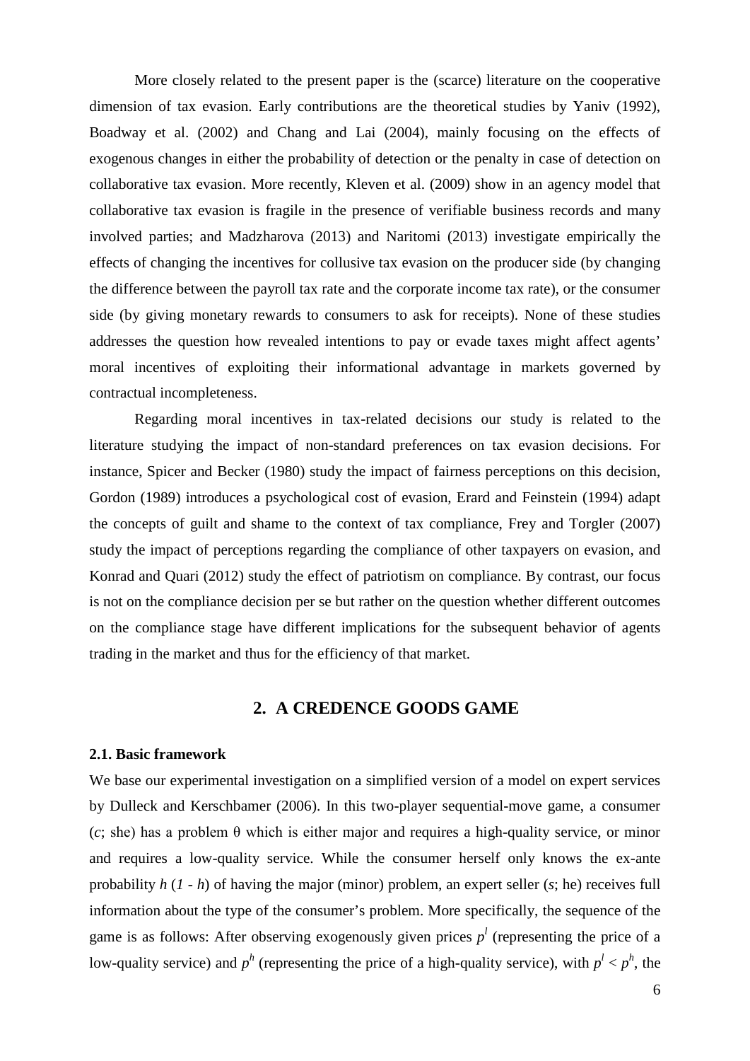More closely related to the present paper is the (scarce) literature on the cooperative dimension of tax evasion. Early contributions are the theoretical studies by Yaniv (1992), Boadway et al. (2002) and Chang and Lai (2004), mainly focusing on the effects of exogenous changes in either the probability of detection or the penalty in case of detection on collaborative tax evasion. More recently, Kleven et al. (2009) show in an agency model that collaborative tax evasion is fragile in the presence of verifiable business records and many involved parties; and Madzharova (2013) and Naritomi (2013) investigate empirically the effects of changing the incentives for collusive tax evasion on the producer side (by changing the difference between the payroll tax rate and the corporate income tax rate), or the consumer side (by giving monetary rewards to consumers to ask for receipts). None of these studies addresses the question how revealed intentions to pay or evade taxes might affect agents' moral incentives of exploiting their informational advantage in markets governed by contractual incompleteness.

Regarding moral incentives in tax-related decisions our study is related to the literature studying the impact of non-standard preferences on tax evasion decisions. For instance, Spicer and Becker (1980) study the impact of fairness perceptions on this decision, Gordon (1989) introduces a psychological cost of evasion, Erard and Feinstein (1994) adapt the concepts of guilt and shame to the context of tax compliance, Frey and Torgler (2007) study the impact of perceptions regarding the compliance of other taxpayers on evasion, and Konrad and Quari (2012) study the effect of patriotism on compliance. By contrast, our focus is not on the compliance decision per se but rather on the question whether different outcomes on the compliance stage have different implications for the subsequent behavior of agents trading in the market and thus for the efficiency of that market.

## 2. A CREDENCE GOODS GAME

### 2.1. Basic framework

We base our experimental investigation on a simplified version of a model on expert services by Dulleck and Kerschbamer (2006). In this two-player sequential-move game, a consumer (*c*; she) has a problem $\theta$ which is either major and requires a high-quality service, or minor and requires a low-quality service. While the consumer herself only knows the ex-ante probability $h$ ($1 - h$) of having the major (minor) problem, an expert seller (*s*; he) receives full information about the type of the consumer's problem. More specifically, the sequence of the game is as follows: After observing exogenously given prices $p^l$ (representing the price of a low-quality service) and $p^h$ (representing the price of a high-quality service), with $p^l < p^h$, the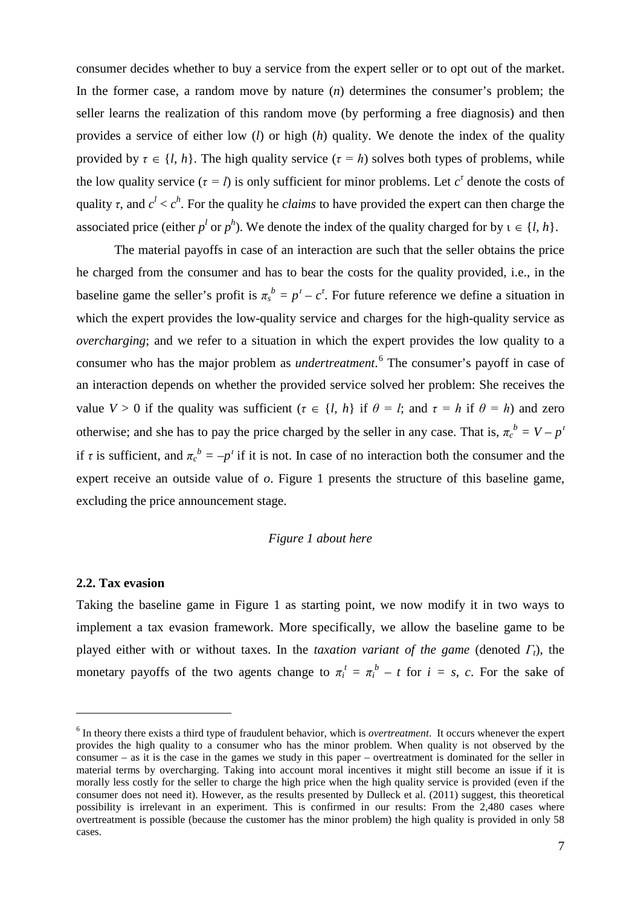consumer decides whether to buy a service from the expert seller or to opt out of the market. In the former case, a random move by nature (*n*) determines the consumer's problem; the seller learns the realization of this random move (by performing a free diagnosis) and then provides a service of either low (*l*) or high (*h*) quality. We denote the index of the quality provided by $\tau \in \{l, h\}$. The high quality service ($\tau = h$) solves both types of problems, while the low quality service ($\tau = l$) is only sufficient for minor problems. Let $c^\tau$ denote the costs of quality $\tau$, and $c^l < c^h$. For the quality he *claims* to have provided the expert can then charge the associated price (either $p^l$ or $p^h$). We denote the index of the quality charged for by $\iota \in \{l, h\}$.

The material payoffs in case of an interaction are such that the seller obtains the price he charged from the consumer and has to bear the costs for the quality provided, i.e., in the baseline game the seller's profit is $\pi_s^b = p^\iota - c^\tau$. For future reference we define a situation in which the expert provides the low-quality service and charges for the high-quality service as *overcharging*; and we refer to a situation in which the expert provides the low quality to a consumer who has the major problem as *undertreatment*.[6] The consumer's payoff in case of an interaction depends on whether the provided service solved her problem: She receives the value $V > 0$ if the quality was sufficient ($\tau \in \{l, h\}$ if $\theta = l$; and $\tau = h$ if $\theta = h$) and zero otherwise; and she has to pay the price charged by the seller in any case. That is, $\pi_c^b = V - p^\iota$ if $\tau$ is sufficient, and $\pi_c^b = -p^\iota$ if it is not. In case of no interaction both the consumer and the expert receive an outside value of *o*. Figure 1 presents the structure of this baseline game, excluding the price announcement stage.

*Figure 1 about here*

### 2.2. Tax evasion

Taking the baseline game in Figure 1 as starting point, we now modify it in two ways to implement a tax evasion framework. More specifically, we allow the baseline game to be played either with or without taxes. In the *taxation variant of the game* (denoted $\Gamma_t$), the monetary payoffs of the two agents change to $\pi_i^t = \pi_i^b - t$ for $i = s, c$. For the sake of

---

[6] In theory there exists a third type of fraudulent behavior, which is *overtreatment*. It occurs whenever the expert provides the high quality to a consumer who has the minor problem. When quality is not observed by the consumer – as it is the case in the games we study in this paper – overtreatment is dominated for the seller in material terms by overcharging. Taking into account moral incentives it might still become an issue if it is morally less costly for the seller to charge the high price when the high quality service is provided (even if the consumer does not need it). However, as the results presented by Dulleck et al. (2011) suggest, this theoretical possibility is irrelevant in an experiment. This is confirmed in our results: From the 2,480 cases where overtreatment is possible (because the customer has the minor problem) the high quality is provided in only 58 cases.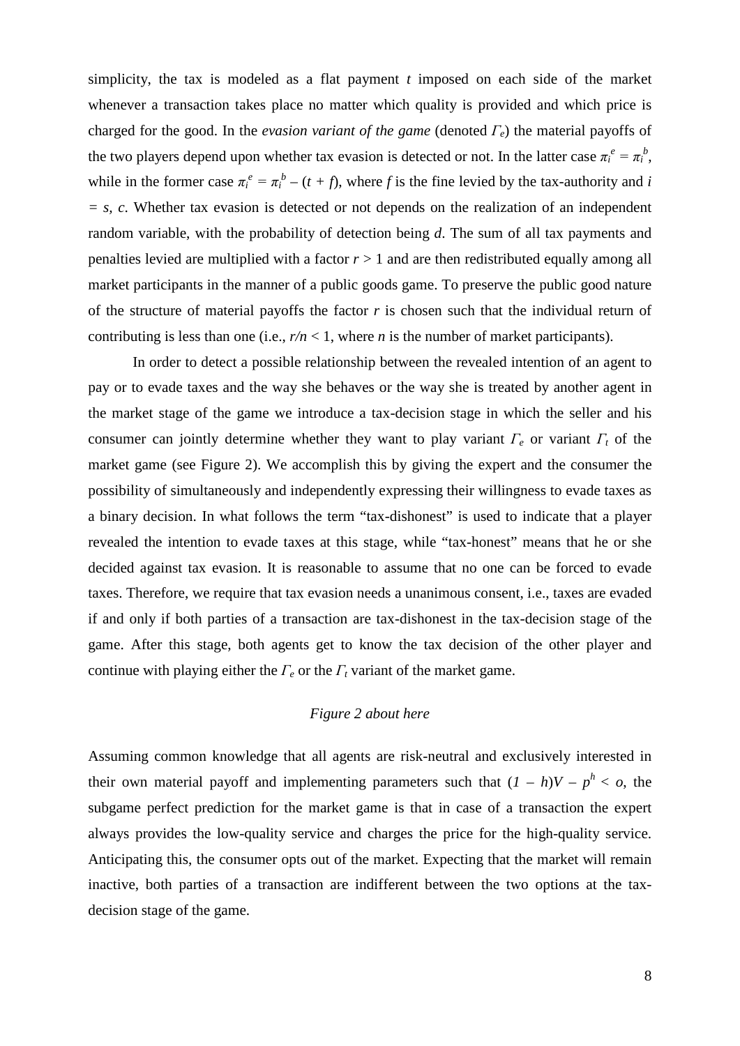simplicity, the tax is modeled as a flat payment $t$ imposed on each side of the market whenever a transaction takes place no matter which quality is provided and which price is charged for the good. In the *evasion variant of the game* (denoted $\Gamma_e$) the material payoffs of the two players depend upon whether tax evasion is detected or not. In the latter case $\pi_i^e = \pi_i^b$, while in the former case $\pi_i^e = \pi_i^b - (t + f)$, where $f$ is the fine levied by the tax-authority and $i = s, c$. Whether tax evasion is detected or not depends on the realization of an independent random variable, with the probability of detection being $d$. The sum of all tax payments and penalties levied are multiplied with a factor $r > 1$ and are then redistributed equally among all market participants in the manner of a public goods game. To preserve the public good nature of the structure of material payoffs the factor $r$ is chosen such that the individual return of contributing is less than one (i.e., $r/n < 1$, where $n$ is the number of market participants).

In order to detect a possible relationship between the revealed intention of an agent to pay or to evade taxes and the way she behaves or the way she is treated by another agent in the market stage of the game we introduce a tax-decision stage in which the seller and his consumer can jointly determine whether they want to play variant $\Gamma_e$ or variant $\Gamma_t$ of the market game (see Figure 2). We accomplish this by giving the expert and the consumer the possibility of simultaneously and independently expressing their willingness to evade taxes as a binary decision. In what follows the term "tax-dishonest" is used to indicate that a player revealed the intention to evade taxes at this stage, while "tax-honest" means that he or she decided against tax evasion. It is reasonable to assume that no one can be forced to evade taxes. Therefore, we require that tax evasion needs a unanimous consent, i.e., taxes are evaded if and only if both parties of a transaction are tax-dishonest in the tax-decision stage of the game. After this stage, both agents get to know the tax decision of the other player and continue with playing either the $\Gamma_e$ or the $\Gamma_t$ variant of the market game.

*Figure 2 about here*

Assuming common knowledge that all agents are risk-neutral and exclusively interested in their own material payoff and implementing parameters such that $(1 - h)V - p^h < o$, the subgame perfect prediction for the market game is that in case of a transaction the expert always provides the low-quality service and charges the price for the high-quality service. Anticipating this, the consumer opts out of the market. Expecting that the market will remain inactive, both parties of a transaction are indifferent between the two options at the tax-decision stage of the game.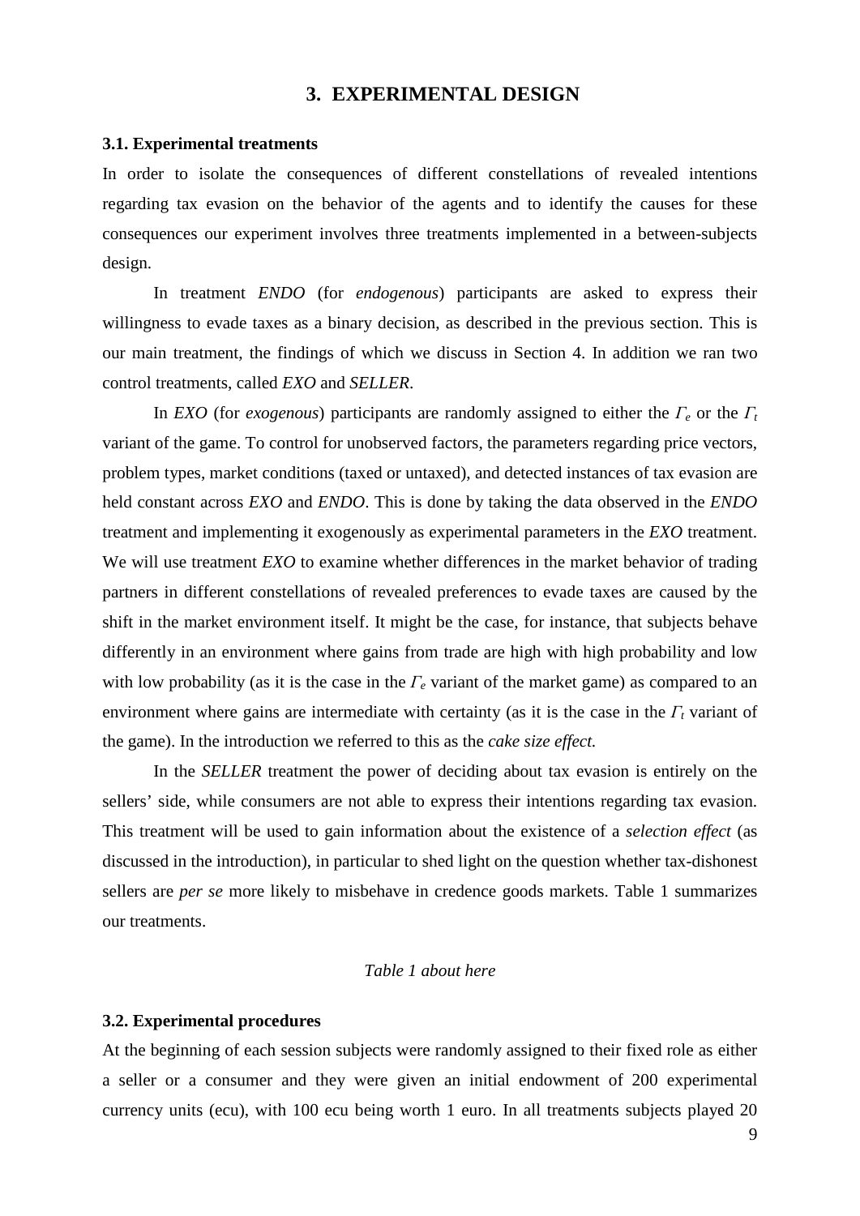## 3. EXPERIMENTAL DESIGN

### 3.1. Experimental treatments

In order to isolate the consequences of different constellations of revealed intentions regarding tax evasion on the behavior of the agents and to identify the causes for these consequences our experiment involves three treatments implemented in a between-subjects design.

In treatment *ENDO* (for *endogenous*) participants are asked to express their willingness to evade taxes as a binary decision, as described in the previous section. This is our main treatment, the findings of which we discuss in Section 4. In addition we ran two control treatments, called *EXO* and *SELLER*.

In *EXO* (for *exogenous*) participants are randomly assigned to either the $\Gamma_e$ or the $\Gamma_t$ variant of the game. To control for unobserved factors, the parameters regarding price vectors, problem types, market conditions (taxed or untaxed), and detected instances of tax evasion are held constant across *EXO* and *ENDO*. This is done by taking the data observed in the *ENDO* treatment and implementing it exogenously as experimental parameters in the *EXO* treatment. We will use treatment *EXO* to examine whether differences in the market behavior of trading partners in different constellations of revealed preferences to evade taxes are caused by the shift in the market environment itself. It might be the case, for instance, that subjects behave differently in an environment where gains from trade are high with high probability and low with low probability (as it is the case in the $\Gamma_e$ variant of the market game) as compared to an environment where gains are intermediate with certainty (as it is the case in the $\Gamma_t$ variant of the game). In the introduction we referred to this as the *cake size effect.*

In the *SELLER* treatment the power of deciding about tax evasion is entirely on the sellers' side, while consumers are not able to express their intentions regarding tax evasion. This treatment will be used to gain information about the existence of a *selection effect* (as discussed in the introduction), in particular to shed light on the question whether tax-dishonest sellers are *per se* more likely to misbehave in credence goods markets. Table 1 summarizes our treatments.

*Table 1 about here*

### 3.2. Experimental procedures

At the beginning of each session subjects were randomly assigned to their fixed role as either a seller or a consumer and they were given an initial endowment of 200 experimental currency units (ecu), with 100 ecu being worth 1 euro. In all treatments subjects played 20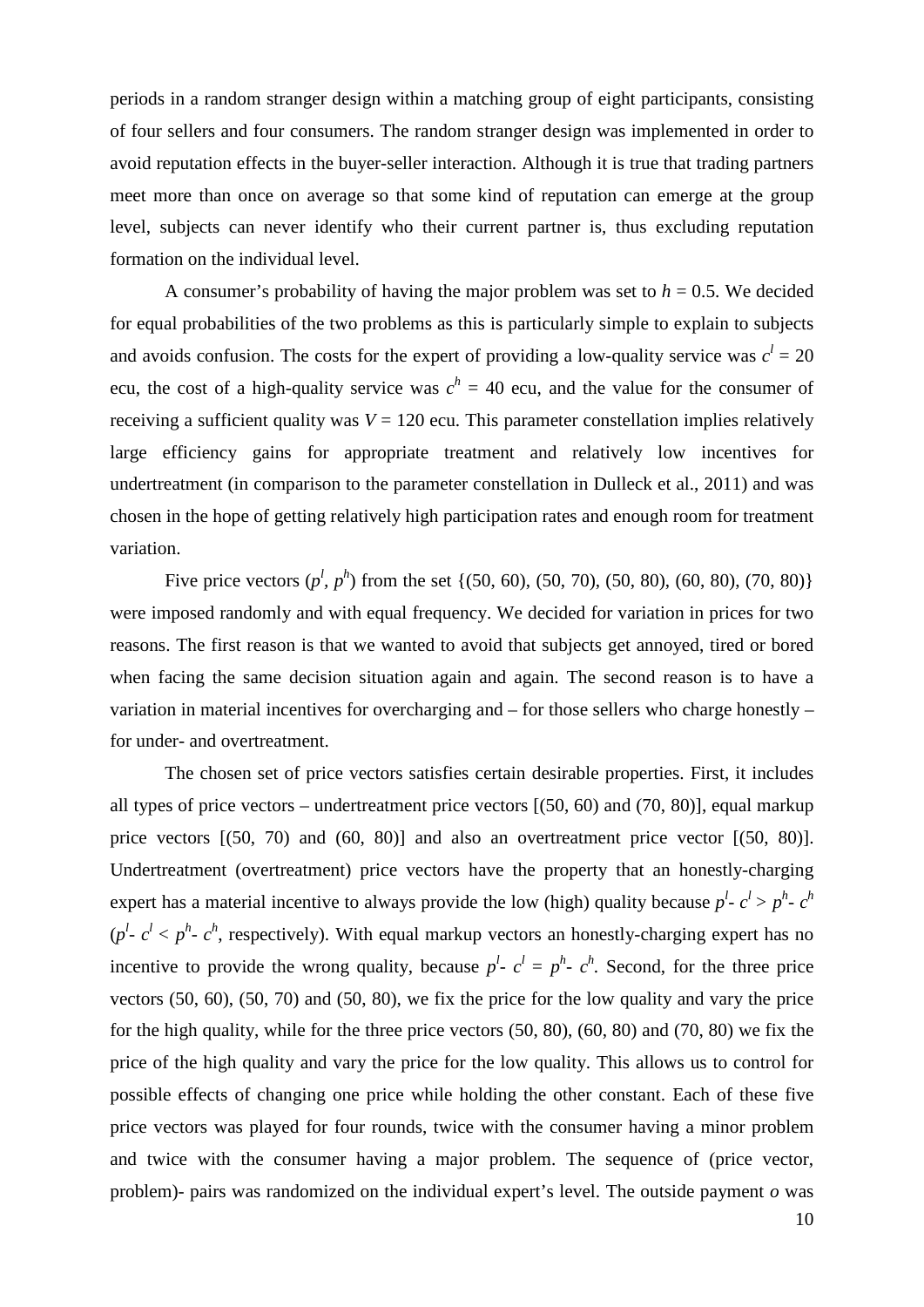periods in a random stranger design within a matching group of eight participants, consisting of four sellers and four consumers. The random stranger design was implemented in order to avoid reputation effects in the buyer-seller interaction. Although it is true that trading partners meet more than once on average so that some kind of reputation can emerge at the group level, subjects can never identify who their current partner is, thus excluding reputation formation on the individual level.

A consumer's probability of having the major problem was set to $h = 0.5$. We decided for equal probabilities of the two problems as this is particularly simple to explain to subjects and avoids confusion. The costs for the expert of providing a low-quality service was $c^l = 20$ ecu, the cost of a high-quality service was $c^h = 40$ ecu, and the value for the consumer of receiving a sufficient quality was $V = 120$ ecu. This parameter constellation implies relatively large efficiency gains for appropriate treatment and relatively low incentives for undertreatment (in comparison to the parameter constellation in Dulleck et al., 2011) and was chosen in the hope of getting relatively high participation rates and enough room for treatment variation.

Five price vectors $(p^l, p^h)$ from the set {(50, 60), (50, 70), (50, 80), (60, 80), (70, 80)} were imposed randomly and with equal frequency. We decided for variation in prices for two reasons. The first reason is that we wanted to avoid that subjects get annoyed, tired or bored when facing the same decision situation again and again. The second reason is to have a variation in material incentives for overcharging and – for those sellers who charge honestly – for under- and overtreatment.

The chosen set of price vectors satisfies certain desirable properties. First, it includes all types of price vectors – undertreatment price vectors [(50, 60) and (70, 80)], equal markup price vectors [(50, 70) and (60, 80)] and also an overtreatment price vector [(50, 80)]. Undertreatment (overtreatment) price vectors have the property that an honestly-charging expert has a material incentive to always provide the low (high) quality because $p^l - c^l > p^h - c^h$ ($p^l - c^l < p^h - c^h$, respectively). With equal markup vectors an honestly-charging expert has no incentive to provide the wrong quality, because $p^l - c^l = p^h - c^h$. Second, for the three price vectors (50, 60), (50, 70) and (50, 80), we fix the price for the low quality and vary the price for the high quality, while for the three price vectors (50, 80), (60, 80) and (70, 80) we fix the price of the high quality and vary the price for the low quality. This allows us to control for possible effects of changing one price while holding the other constant. Each of these five price vectors was played for four rounds, twice with the consumer having a minor problem and twice with the consumer having a major problem. The sequence of (price vector, problem)- pairs was randomized on the individual expert's level. The outside payment $o$ was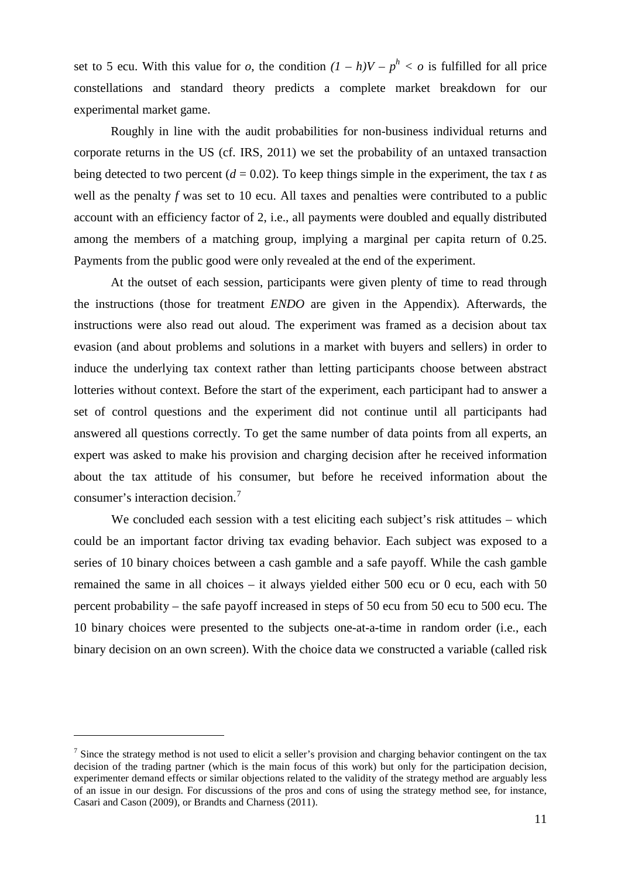set to 5 ecu. With this value for *o*, the condition $(1 - h)V - p^h < o$ is fulfilled for all price constellations and standard theory predicts a complete market breakdown for our experimental market game.

Roughly in line with the audit probabilities for non-business individual returns and corporate returns in the US (cf. IRS, 2011) we set the probability of an untaxed transaction being detected to two percent ($d = 0.02$). To keep things simple in the experiment, the tax $t$ as well as the penalty $f$ was set to 10 ecu. All taxes and penalties were contributed to a public account with an efficiency factor of 2, i.e., all payments were doubled and equally distributed among the members of a matching group, implying a marginal per capita return of 0.25. Payments from the public good were only revealed at the end of the experiment.

At the outset of each session, participants were given plenty of time to read through the instructions (those for treatment *ENDO* are given in the Appendix). Afterwards, the instructions were also read out aloud. The experiment was framed as a decision about tax evasion (and about problems and solutions in a market with buyers and sellers) in order to induce the underlying tax context rather than letting participants choose between abstract lotteries without context. Before the start of the experiment, each participant had to answer a set of control questions and the experiment did not continue until all participants had answered all questions correctly. To get the same number of data points from all experts, an expert was asked to make his provision and charging decision after he received information about the tax attitude of his consumer, but before he received information about the consumer's interaction decision.[7]

We concluded each session with a test eliciting each subject's risk attitudes – which could be an important factor driving tax evading behavior. Each subject was exposed to a series of 10 binary choices between a cash gamble and a safe payoff. While the cash gamble remained the same in all choices – it always yielded either 500 ecu or 0 ecu, each with 50 percent probability – the safe payoff increased in steps of 50 ecu from 50 ecu to 500 ecu. The 10 binary choices were presented to the subjects one-at-a-time in random order (i.e., each binary decision on an own screen). With the choice data we constructed a variable (called risk

---

[7] Since the strategy method is not used to elicit a seller's provision and charging behavior contingent on the tax decision of the trading partner (which is the main focus of this work) but only for the participation decision, experimenter demand effects or similar objections related to the validity of the strategy method are arguably less of an issue in our design. For discussions of the pros and cons of using the strategy method see, for instance, Casari and Cason (2009), or Brandts and Charness (2011).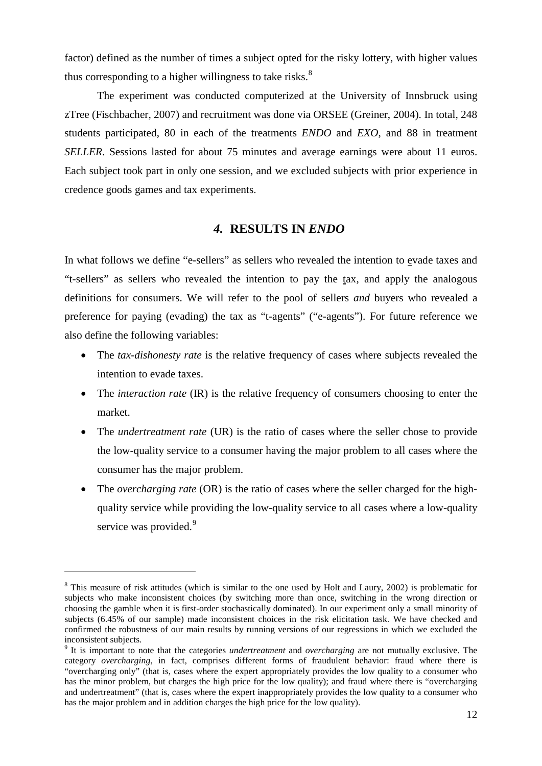factor) defined as the number of times a subject opted for the risky lottery, with higher values thus corresponding to a higher willingness to take risks.[8]

The experiment was conducted computerized at the University of Innsbruck using zTree (Fischbacher, 2007) and recruitment was done via ORSEE (Greiner, 2004). In total, 248 students participated, 80 in each of the treatments *ENDO* and *EXO*, and 88 in treatment *SELLER*. Sessions lasted for about 75 minutes and average earnings were about 11 euros. Each subject took part in only one session, and we excluded subjects with prior experience in credence goods games and tax experiments.

## *4.* RESULTS IN *ENDO*

In what follows we define "e-sellers" as sellers who revealed the intention to evade taxes and "t-sellers" as sellers who revealed the intention to pay the tax, and apply the analogous definitions for consumers. We will refer to the pool of sellers *and* buyers who revealed a preference for paying (evading) the tax as "t-agents" ("e-agents"). For future reference we also define the following variables:

- The *tax-dishonesty rate* is the relative frequency of cases where subjects revealed the intention to evade taxes.
- The *interaction rate* (IR) is the relative frequency of consumers choosing to enter the market.
- The *undertreatment rate* (UR) is the ratio of cases where the seller chose to provide the low-quality service to a consumer having the major problem to all cases where the consumer has the major problem.
- The *overcharging rate* (OR) is the ratio of cases where the seller charged for the high-quality service while providing the low-quality service to all cases where a low-quality service was provided.[9]

---

[8] This measure of risk attitudes (which is similar to the one used by Holt and Laury, 2002) is problematic for subjects who make inconsistent choices (by switching more than once, switching in the wrong direction or choosing the gamble when it is first-order stochastically dominated). In our experiment only a small minority of subjects (6.45% of our sample) made inconsistent choices in the risk elicitation task. We have checked and confirmed the robustness of our main results by running versions of our regressions in which we excluded the inconsistent subjects.

[9] It is important to note that the categories *undertreatment* and *overcharging* are not mutually exclusive. The category *overcharging*, in fact, comprises different forms of fraudulent behavior: fraud where there is "overcharging only" (that is, cases where the expert appropriately provides the low quality to a consumer who has the minor problem, but charges the high price for the low quality); and fraud where there is "overcharging and undertreatment" (that is, cases where the expert inappropriately provides the low quality to a consumer who has the major problem and in addition charges the high price for the low quality).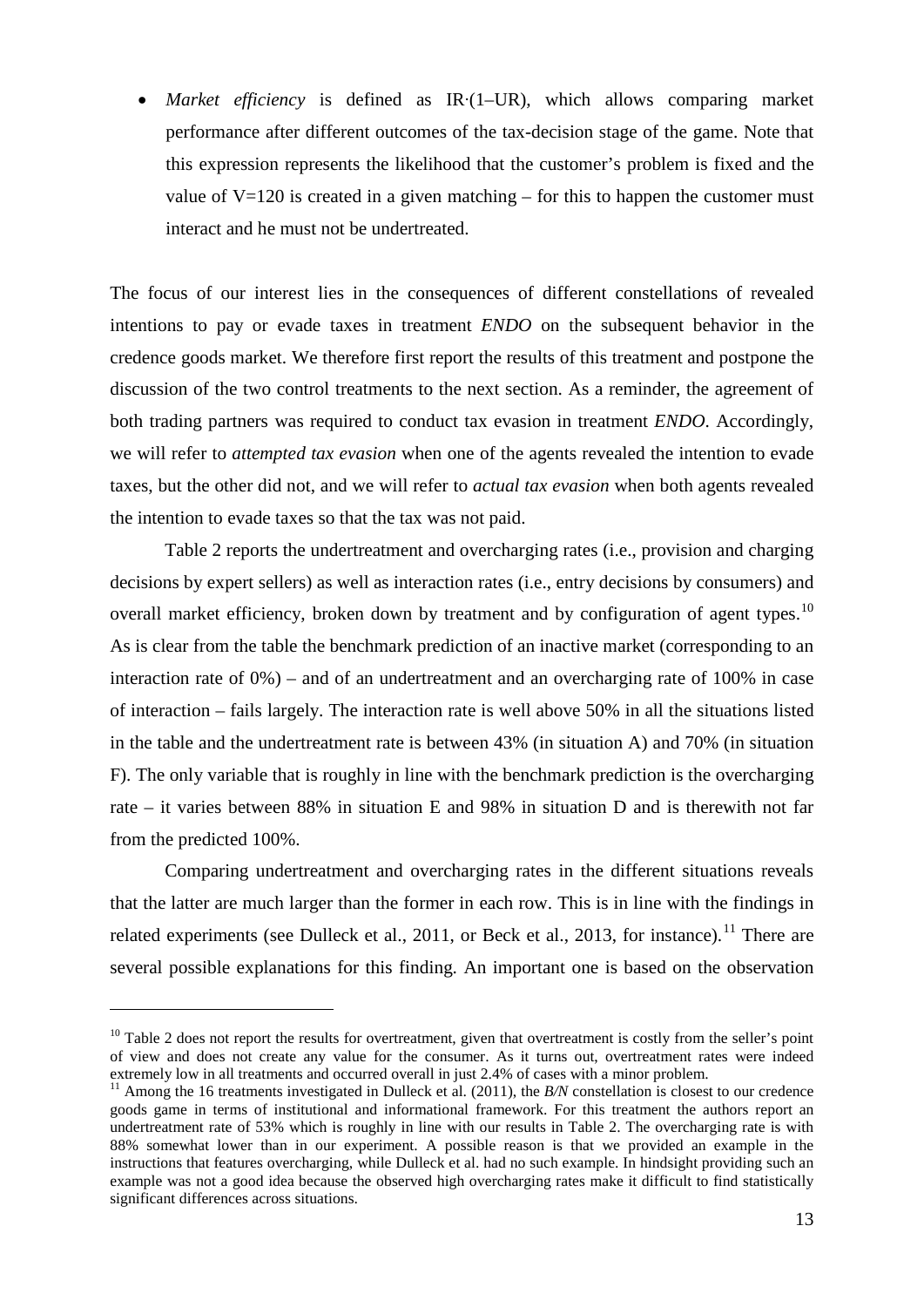- *Market efficiency* is defined as IR·(1–UR), which allows comparing market performance after different outcomes of the tax-decision stage of the game. Note that this expression represents the likelihood that the customer's problem is fixed and the value of $V=120$ is created in a given matching – for this to happen the customer must interact and he must not be undertreated.

The focus of our interest lies in the consequences of different constellations of revealed intentions to pay or evade taxes in treatment *ENDO* on the subsequent behavior in the credence goods market. We therefore first report the results of this treatment and postpone the discussion of the two control treatments to the next section. As a reminder, the agreement of both trading partners was required to conduct tax evasion in treatment *ENDO*. Accordingly, we will refer to *attempted tax evasion* when one of the agents revealed the intention to evade taxes, but the other did not, and we will refer to *actual tax evasion* when both agents revealed the intention to evade taxes so that the tax was not paid.

Table 2 reports the undertreatment and overcharging rates (i.e., provision and charging decisions by expert sellers) as well as interaction rates (i.e., entry decisions by consumers) and overall market efficiency, broken down by treatment and by configuration of agent types.[10] As is clear from the table the benchmark prediction of an inactive market (corresponding to an interaction rate of 0%) – and of an undertreatment and an overcharging rate of 100% in case of interaction – fails largely. The interaction rate is well above 50% in all the situations listed in the table and the undertreatment rate is between 43% (in situation A) and 70% (in situation F). The only variable that is roughly in line with the benchmark prediction is the overcharging rate – it varies between 88% in situation E and 98% in situation D and is therewith not far from the predicted 100%.

Comparing undertreatment and overcharging rates in the different situations reveals that the latter are much larger than the former in each row. This is in line with the findings in related experiments (see Dulleck et al., 2011, or Beck et al., 2013, for instance).[11] There are several possible explanations for this finding. An important one is based on the observation

---

[10] Table 2 does not report the results for overtreatment, given that overtreatment is costly from the seller's point of view and does not create any value for the consumer. As it turns out, overtreatment rates were indeed extremely low in all treatments and occurred overall in just 2.4% of cases with a minor problem.

[11] Among the 16 treatments investigated in Dulleck et al. (2011), the *B/N* constellation is closest to our credence goods game in terms of institutional and informational framework. For this treatment the authors report an undertreatment rate of 53% which is roughly in line with our results in Table 2. The overcharging rate is with 88% somewhat lower than in our experiment. A possible reason is that we provided an example in the instructions that features overcharging, while Dulleck et al. had no such example. In hindsight providing such an example was not a good idea because the observed high overcharging rates make it difficult to find statistically significant differences across situations.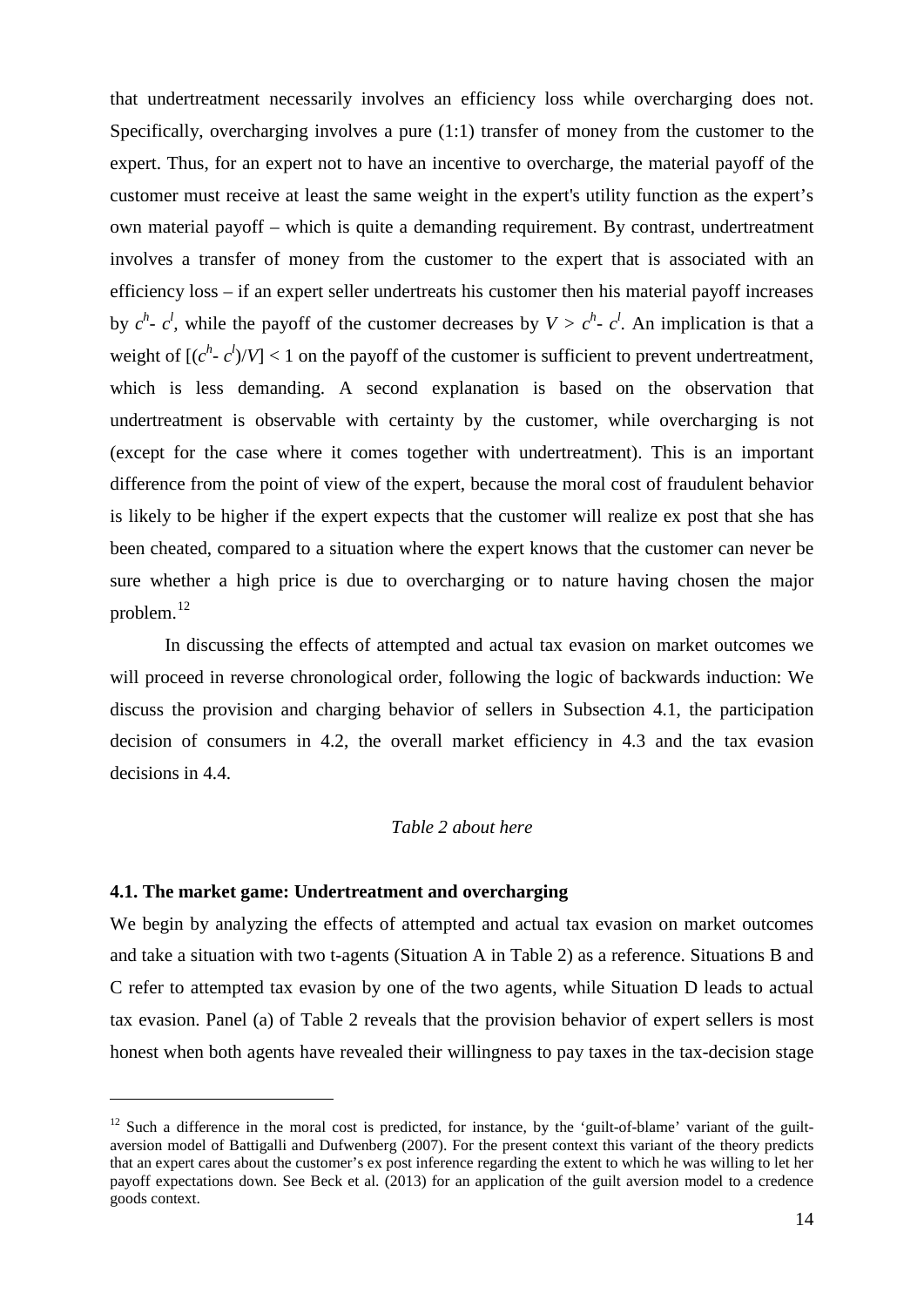that undertreatment necessarily involves an efficiency loss while overcharging does not. Specifically, overcharging involves a pure (1:1) transfer of money from the customer to the expert. Thus, for an expert not to have an incentive to overcharge, the material payoff of the customer must receive at least the same weight in the expert's utility function as the expert's own material payoff – which is quite a demanding requirement. By contrast, undertreatment involves a transfer of money from the customer to the expert that is associated with an efficiency loss – if an expert seller undertreats his customer then his material payoff increases by $c^h$- $c^l$, while the payoff of the customer decreases by $V > c^h$- $c^l$. An implication is that a weight of $[(c^h$- $c^l)/V] < 1$ on the payoff of the customer is sufficient to prevent undertreatment, which is less demanding. A second explanation is based on the observation that undertreatment is observable with certainty by the customer, while overcharging is not (except for the case where it comes together with undertreatment). This is an important difference from the point of view of the expert, because the moral cost of fraudulent behavior is likely to be higher if the expert expects that the customer will realize ex post that she has been cheated, compared to a situation where the expert knows that the customer can never be sure whether a high price is due to overcharging or to nature having chosen the major problem.[12]

In discussing the effects of attempted and actual tax evasion on market outcomes we will proceed in reverse chronological order, following the logic of backwards induction: We discuss the provision and charging behavior of sellers in Subsection 4.1, the participation decision of consumers in 4.2, the overall market efficiency in 4.3 and the tax evasion decisions in 4.4.

*Table 2 about here*

### 4.1. The market game: Undertreatment and overcharging

We begin by analyzing the effects of attempted and actual tax evasion on market outcomes and take a situation with two t-agents (Situation A in Table 2) as a reference. Situations B and C refer to attempted tax evasion by one of the two agents, while Situation D leads to actual tax evasion. Panel (a) of Table 2 reveals that the provision behavior of expert sellers is most honest when both agents have revealed their willingness to pay taxes in the tax-decision stage

---

[12] Such a difference in the moral cost is predicted, for instance, by the 'guilt-of-blame' variant of the guilt-aversion model of Battigalli and Dufwenberg (2007). For the present context this variant of the theory predicts that an expert cares about the customer's ex post inference regarding the extent to which he was willing to let her payoff expectations down. See Beck et al. (2013) for an application of the guilt aversion model to a credence goods context.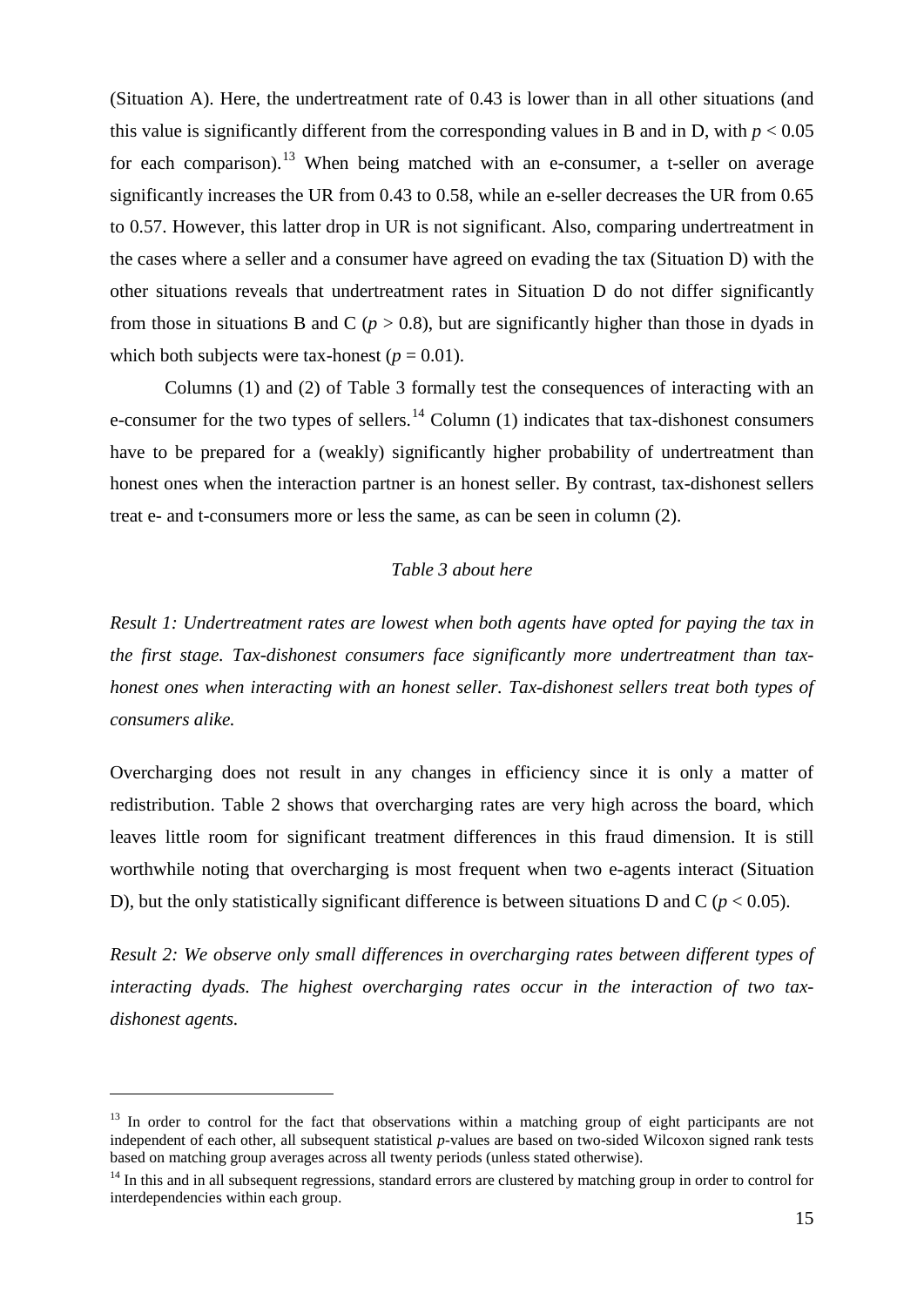(Situation A). Here, the undertreatment rate of 0.43 is lower than in all other situations (and this value is significantly different from the corresponding values in B and in D, with $p < 0.05$ for each comparison).[13] When being matched with an e-consumer, a t-seller on average significantly increases the UR from 0.43 to 0.58, while an e-seller decreases the UR from 0.65 to 0.57. However, this latter drop in UR is not significant. Also, comparing undertreatment in the cases where a seller and a consumer have agreed on evading the tax (Situation D) with the other situations reveals that undertreatment rates in Situation D do not differ significantly from those in situations B and C ($p > 0.8$), but are significantly higher than those in dyads in which both subjects were tax-honest ($p = 0.01$).

Columns (1) and (2) of Table 3 formally test the consequences of interacting with an e-consumer for the two types of sellers.[14] Column (1) indicates that tax-dishonest consumers have to be prepared for a (weakly) significantly higher probability of undertreatment than honest ones when the interaction partner is an honest seller. By contrast, tax-dishonest sellers treat e- and t-consumers more or less the same, as can be seen in column (2).

*Table 3 about here*

*Result 1: Undertreatment rates are lowest when both agents have opted for paying the tax in the first stage. Tax-dishonest consumers face significantly more undertreatment than tax-honest ones when interacting with an honest seller. Tax-dishonest sellers treat both types of consumers alike.*

Overcharging does not result in any changes in efficiency since it is only a matter of redistribution. Table 2 shows that overcharging rates are very high across the board, which leaves little room for significant treatment differences in this fraud dimension. It is still worthwhile noting that overcharging is most frequent when two e-agents interact (Situation D), but the only statistically significant difference is between situations D and C ($p < 0.05$).

*Result 2: We observe only small differences in overcharging rates between different types of interacting dyads. The highest overcharging rates occur in the interaction of two tax-dishonest agents.*

---

[13] In order to control for the fact that observations within a matching group of eight participants are not independent of each other, all subsequent statistical *p*-values are based on two-sided Wilcoxon signed rank tests based on matching group averages across all twenty periods (unless stated otherwise).

[14] In this and in all subsequent regressions, standard errors are clustered by matching group in order to control for interdependencies within each group.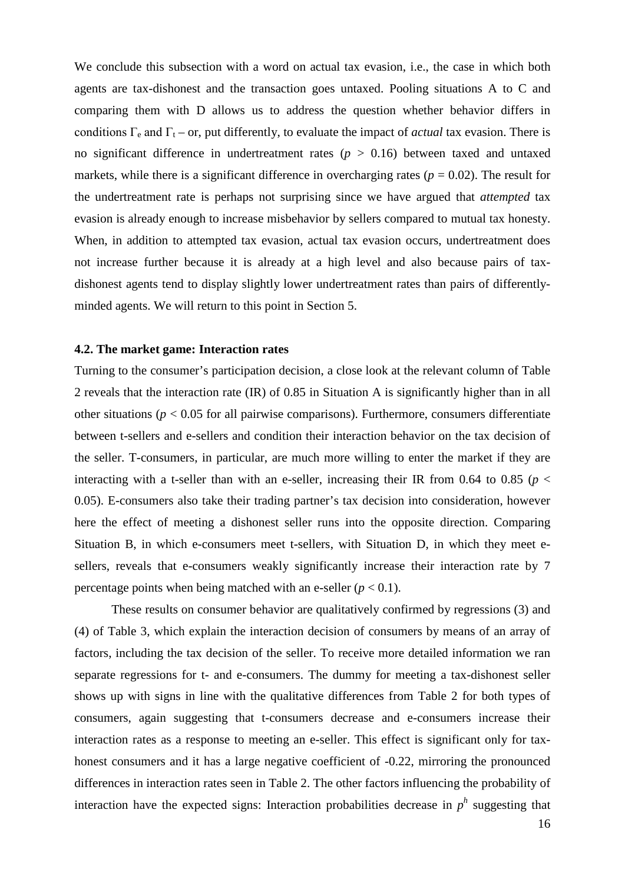We conclude this subsection with a word on actual tax evasion, i.e., the case in which both agents are tax-dishonest and the transaction goes untaxed. Pooling situations A to C and comparing them with D allows us to address the question whether behavior differs in conditions $\Gamma_e$ and $\Gamma_t$ – or, put differently, to evaluate the impact of *actual* tax evasion. There is no significant difference in undertreatment rates ($p > 0.16$) between taxed and untaxed markets, while there is a significant difference in overcharging rates ($p = 0.02$). The result for the undertreatment rate is perhaps not surprising since we have argued that *attempted* tax evasion is already enough to increase misbehavior by sellers compared to mutual tax honesty. When, in addition to attempted tax evasion, actual tax evasion occurs, undertreatment does not increase further because it is already at a high level and also because pairs of tax-dishonest agents tend to display slightly lower undertreatment rates than pairs of differently-minded agents. We will return to this point in Section 5.

### 4.2. The market game: Interaction rates

Turning to the consumer's participation decision, a close look at the relevant column of Table 2 reveals that the interaction rate (IR) of 0.85 in Situation A is significantly higher than in all other situations ($p < 0.05$ for all pairwise comparisons). Furthermore, consumers differentiate between t-sellers and e-sellers and condition their interaction behavior on the tax decision of the seller. T-consumers, in particular, are much more willing to enter the market if they are interacting with a t-seller than with an e-seller, increasing their IR from 0.64 to 0.85 ($p < 0.05$). E-consumers also take their trading partner's tax decision into consideration, however here the effect of meeting a dishonest seller runs into the opposite direction. Comparing Situation B, in which e-consumers meet t-sellers, with Situation D, in which they meet e-sellers, reveals that e-consumers weakly significantly increase their interaction rate by 7 percentage points when being matched with an e-seller ($p < 0.1$).

These results on consumer behavior are qualitatively confirmed by regressions (3) and (4) of Table 3, which explain the interaction decision of consumers by means of an array of factors, including the tax decision of the seller. To receive more detailed information we ran separate regressions for t- and e-consumers. The dummy for meeting a tax-dishonest seller shows up with signs in line with the qualitative differences from Table 2 for both types of consumers, again suggesting that t-consumers decrease and e-consumers increase their interaction rates as a response to meeting an e-seller. This effect is significant only for tax-honest consumers and it has a large negative coefficient of -0.22, mirroring the pronounced differences in interaction rates seen in Table 2. The other factors influencing the probability of interaction have the expected signs: Interaction probabilities decrease in $p^h$ suggesting that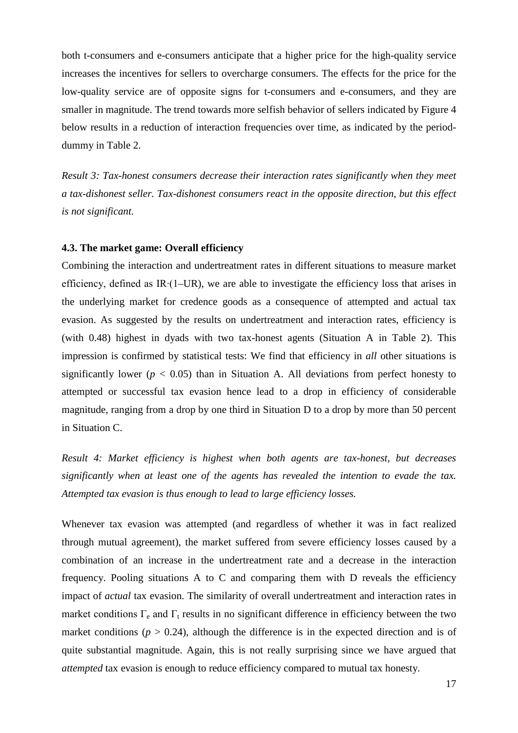both t-consumers and e-consumers anticipate that a higher price for the high-quality service increases the incentives for sellers to overcharge consumers. The effects for the price for the low-quality service are of opposite signs for t-consumers and e-consumers, and they are smaller in magnitude. The trend towards more selfish behavior of sellers indicated by Figure 4 below results in a reduction of interaction frequencies over time, as indicated by the period-dummy in Table 2.

*Result 3: Tax-honest consumers decrease their interaction rates significantly when they meet a tax-dishonest seller. Tax-dishonest consumers react in the opposite direction, but this effect is not significant.*

### 4.3. The market game: Overall efficiency

Combining the interaction and undertreatment rates in different situations to measure market efficiency, defined as IR·(1–UR), we are able to investigate the efficiency loss that arises in the underlying market for credence goods as a consequence of attempted and actual tax evasion. As suggested by the results on undertreatment and interaction rates, efficiency is (with 0.48) highest in dyads with two tax-honest agents (Situation A in Table 2). This impression is confirmed by statistical tests: We find that efficiency in *all* other situations is significantly lower ($p < 0.05$) than in Situation A. All deviations from perfect honesty to attempted or successful tax evasion hence lead to a drop in efficiency of considerable magnitude, ranging from a drop by one third in Situation D to a drop by more than 50 percent in Situation C.

*Result 4: Market efficiency is highest when both agents are tax-honest, but decreases significantly when at least one of the agents has revealed the intention to evade the tax. Attempted tax evasion is thus enough to lead to large efficiency losses.*

Whenever tax evasion was attempted (and regardless of whether it was in fact realized through mutual agreement), the market suffered from severe efficiency losses caused by a combination of an increase in the undertreatment rate and a decrease in the interaction frequency. Pooling situations A to C and comparing them with D reveals the efficiency impact of *actual* tax evasion. The similarity of overall undertreatment and interaction rates in market conditions $\Gamma_e$ and $\Gamma_t$ results in no significant difference in efficiency between the two market conditions ($p > 0.24$), although the difference is in the expected direction and is of quite substantial magnitude. Again, this is not really surprising since we have argued that *attempted* tax evasion is enough to reduce efficiency compared to mutual tax honesty.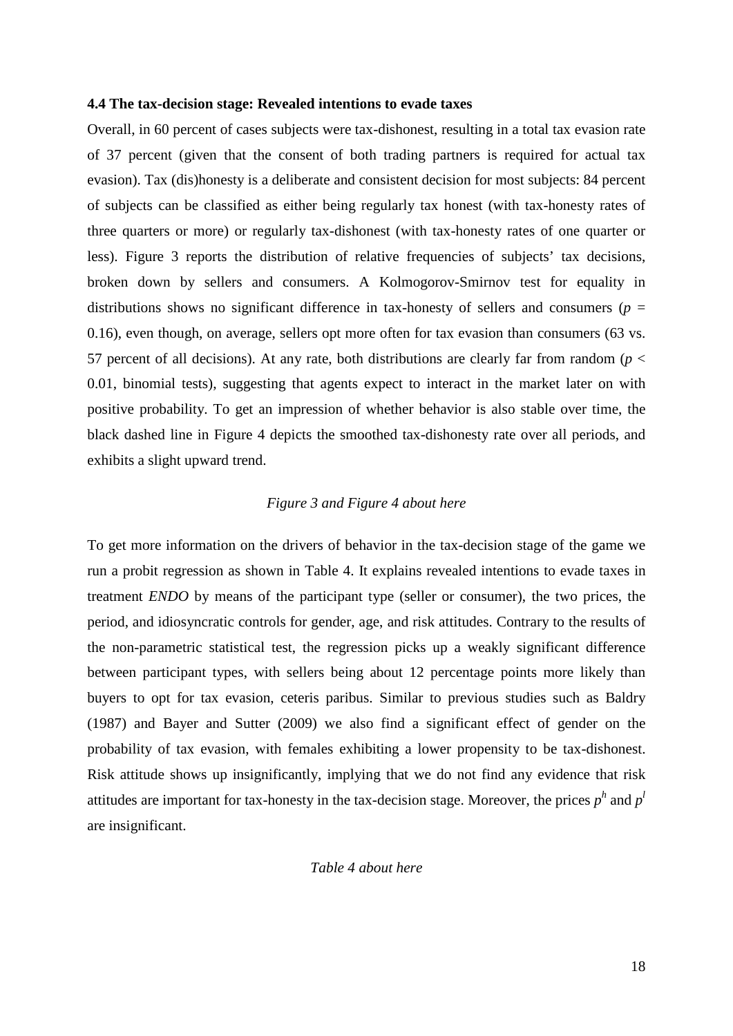### 4.4 The tax-decision stage: Revealed intentions to evade taxes

Overall, in 60 percent of cases subjects were tax-dishonest, resulting in a total tax evasion rate of 37 percent (given that the consent of both trading partners is required for actual tax evasion). Tax (dis)honesty is a deliberate and consistent decision for most subjects: 84 percent of subjects can be classified as either being regularly tax honest (with tax-honesty rates of three quarters or more) or regularly tax-dishonest (with tax-honesty rates of one quarter or less). Figure 3 reports the distribution of relative frequencies of subjects' tax decisions, broken down by sellers and consumers. A Kolmogorov-Smirnov test for equality in distributions shows no significant difference in tax-honesty of sellers and consumers ($p$ = 0.16), even though, on average, sellers opt more often for tax evasion than consumers (63 vs. 57 percent of all decisions). At any rate, both distributions are clearly far from random ($p <$ 0.01, binomial tests), suggesting that agents expect to interact in the market later on with positive probability. To get an impression of whether behavior is also stable over time, the black dashed line in Figure 4 depicts the smoothed tax-dishonesty rate over all periods, and exhibits a slight upward trend.

*Figure 3 and Figure 4 about here*

To get more information on the drivers of behavior in the tax-decision stage of the game we run a probit regression as shown in Table 4. It explains revealed intentions to evade taxes in treatment *ENDO* by means of the participant type (seller or consumer), the two prices, the period, and idiosyncratic controls for gender, age, and risk attitudes. Contrary to the results of the non-parametric statistical test, the regression picks up a weakly significant difference between participant types, with sellers being about 12 percentage points more likely than buyers to opt for tax evasion, ceteris paribus. Similar to previous studies such as Baldry (1987) and Bayer and Sutter (2009) we also find a significant effect of gender on the probability of tax evasion, with females exhibiting a lower propensity to be tax-dishonest. Risk attitude shows up insignificantly, implying that we do not find any evidence that risk attitudes are important for tax-honesty in the tax-decision stage. Moreover, the prices $p^h$ and $p^l$ are insignificant.

*Table 4 about here*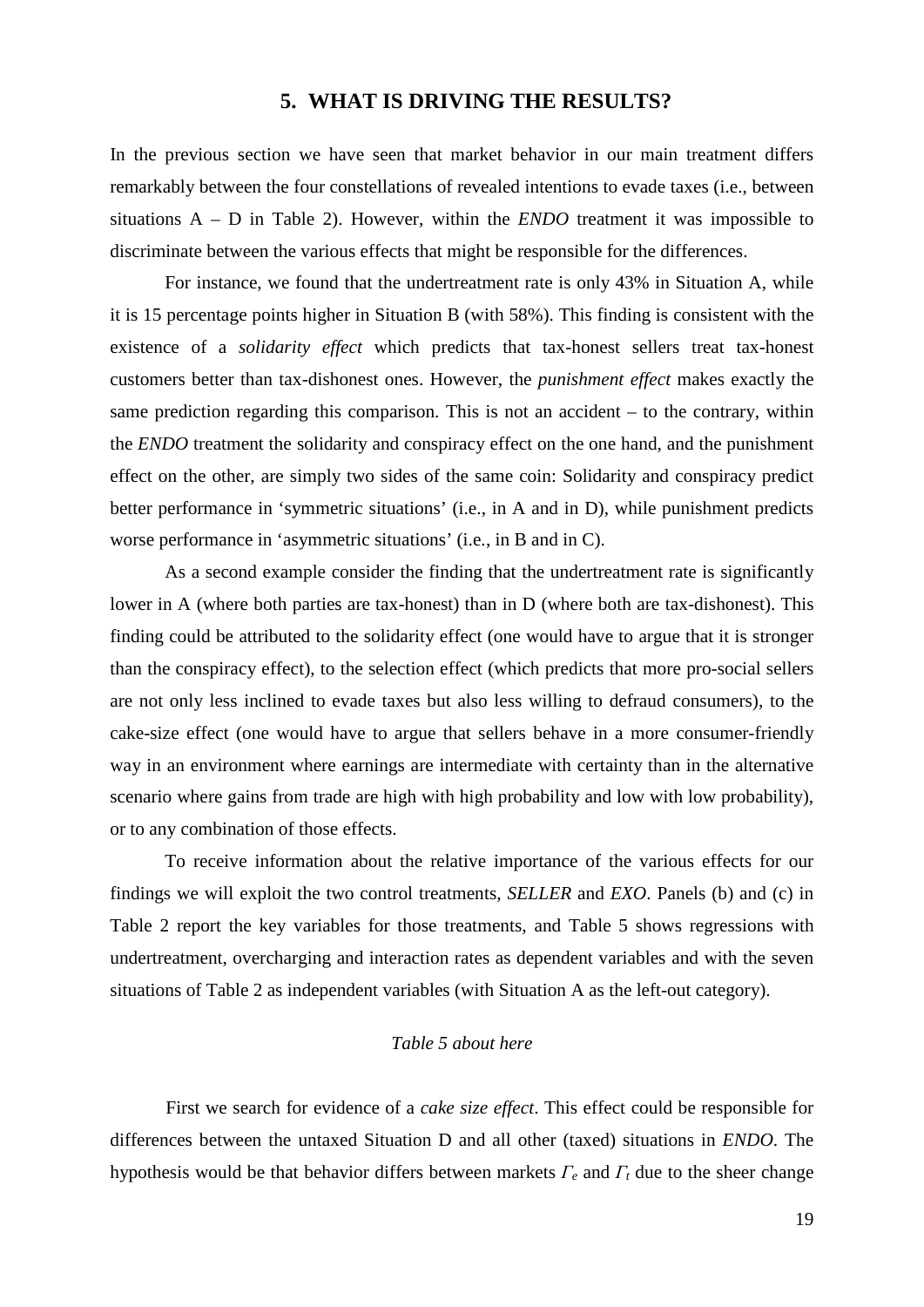## 5. WHAT IS DRIVING THE RESULTS?

In the previous section we have seen that market behavior in our main treatment differs remarkably between the four constellations of revealed intentions to evade taxes (i.e., between situations A – D in Table 2). However, within the *ENDO* treatment it was impossible to discriminate between the various effects that might be responsible for the differences.

For instance, we found that the undertreatment rate is only 43% in Situation A, while it is 15 percentage points higher in Situation B (with 58%). This finding is consistent with the existence of a *solidarity effect* which predicts that tax-honest sellers treat tax-honest customers better than tax-dishonest ones. However, the *punishment effect* makes exactly the same prediction regarding this comparison. This is not an accident – to the contrary, within the *ENDO* treatment the solidarity and conspiracy effect on the one hand, and the punishment effect on the other, are simply two sides of the same coin: Solidarity and conspiracy predict better performance in 'symmetric situations' (i.e., in A and in D), while punishment predicts worse performance in 'asymmetric situations' (i.e., in B and in C).

As a second example consider the finding that the undertreatment rate is significantly lower in A (where both parties are tax-honest) than in D (where both are tax-dishonest). This finding could be attributed to the solidarity effect (one would have to argue that it is stronger than the conspiracy effect), to the selection effect (which predicts that more pro-social sellers are not only less inclined to evade taxes but also less willing to defraud consumers), to the cake-size effect (one would have to argue that sellers behave in a more consumer-friendly way in an environment where earnings are intermediate with certainty than in the alternative scenario where gains from trade are high with high probability and low with low probability), or to any combination of those effects.

To receive information about the relative importance of the various effects for our findings we will exploit the two control treatments, *SELLER* and *EXO*. Panels (b) and (c) in Table 2 report the key variables for those treatments, and Table 5 shows regressions with undertreatment, overcharging and interaction rates as dependent variables and with the seven situations of Table 2 as independent variables (with Situation A as the left-out category).

*Table 5 about here*

First we search for evidence of a *cake size effect*. This effect could be responsible for differences between the untaxed Situation D and all other (taxed) situations in *ENDO*. The hypothesis would be that behavior differs between markets $\Gamma_e$ and $\Gamma_t$ due to the sheer change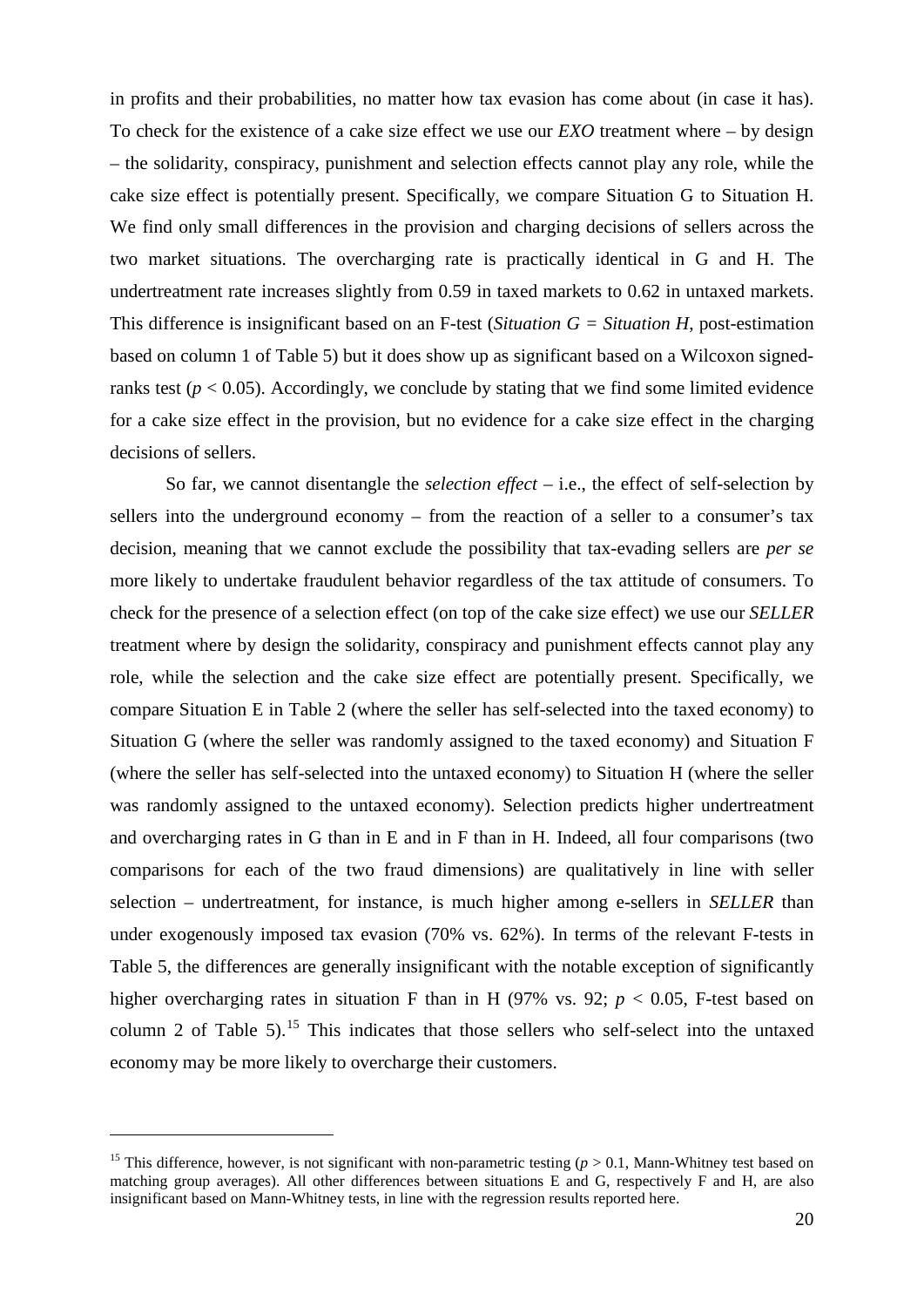in profits and their probabilities, no matter how tax evasion has come about (in case it has). To check for the existence of a cake size effect we use our *EXO* treatment where – by design – the solidarity, conspiracy, punishment and selection effects cannot play any role, while the cake size effect is potentially present. Specifically, we compare Situation G to Situation H. We find only small differences in the provision and charging decisions of sellers across the two market situations. The overcharging rate is practically identical in G and H. The undertreatment rate increases slightly from 0.59 in taxed markets to 0.62 in untaxed markets. This difference is insignificant based on an F-test (*Situation G = Situation H*, post-estimation based on column 1 of Table 5) but it does show up as significant based on a Wilcoxon signed-ranks test ($p < 0.05$). Accordingly, we conclude by stating that we find some limited evidence for a cake size effect in the provision, but no evidence for a cake size effect in the charging decisions of sellers.

So far, we cannot disentangle the *selection effect* – i.e., the effect of self-selection by sellers into the underground economy – from the reaction of a seller to a consumer's tax decision, meaning that we cannot exclude the possibility that tax-evading sellers are *per se* more likely to undertake fraudulent behavior regardless of the tax attitude of consumers. To check for the presence of a selection effect (on top of the cake size effect) we use our *SELLER* treatment where by design the solidarity, conspiracy and punishment effects cannot play any role, while the selection and the cake size effect are potentially present. Specifically, we compare Situation E in Table 2 (where the seller has self-selected into the taxed economy) to Situation G (where the seller was randomly assigned to the taxed economy) and Situation F (where the seller has self-selected into the untaxed economy) to Situation H (where the seller was randomly assigned to the untaxed economy). Selection predicts higher undertreatment and overcharging rates in G than in E and in F than in H. Indeed, all four comparisons (two comparisons for each of the two fraud dimensions) are qualitatively in line with seller selection – undertreatment, for instance, is much higher among e-sellers in *SELLER* than under exogenously imposed tax evasion (70% vs. 62%). In terms of the relevant F-tests in Table 5, the differences are generally insignificant with the notable exception of significantly higher overcharging rates in situation F than in H (97% vs. 92; $p < 0.05$, F-test based on column 2 of Table 5).[15] This indicates that those sellers who self-select into the untaxed economy may be more likely to overcharge their customers.

---

[15] This difference, however, is not significant with non-parametric testing ($p > 0.1$, Mann-Whitney test based on matching group averages). All other differences between situations E and G, respectively F and H, are also insignificant based on Mann-Whitney tests, in line with the regression results reported here.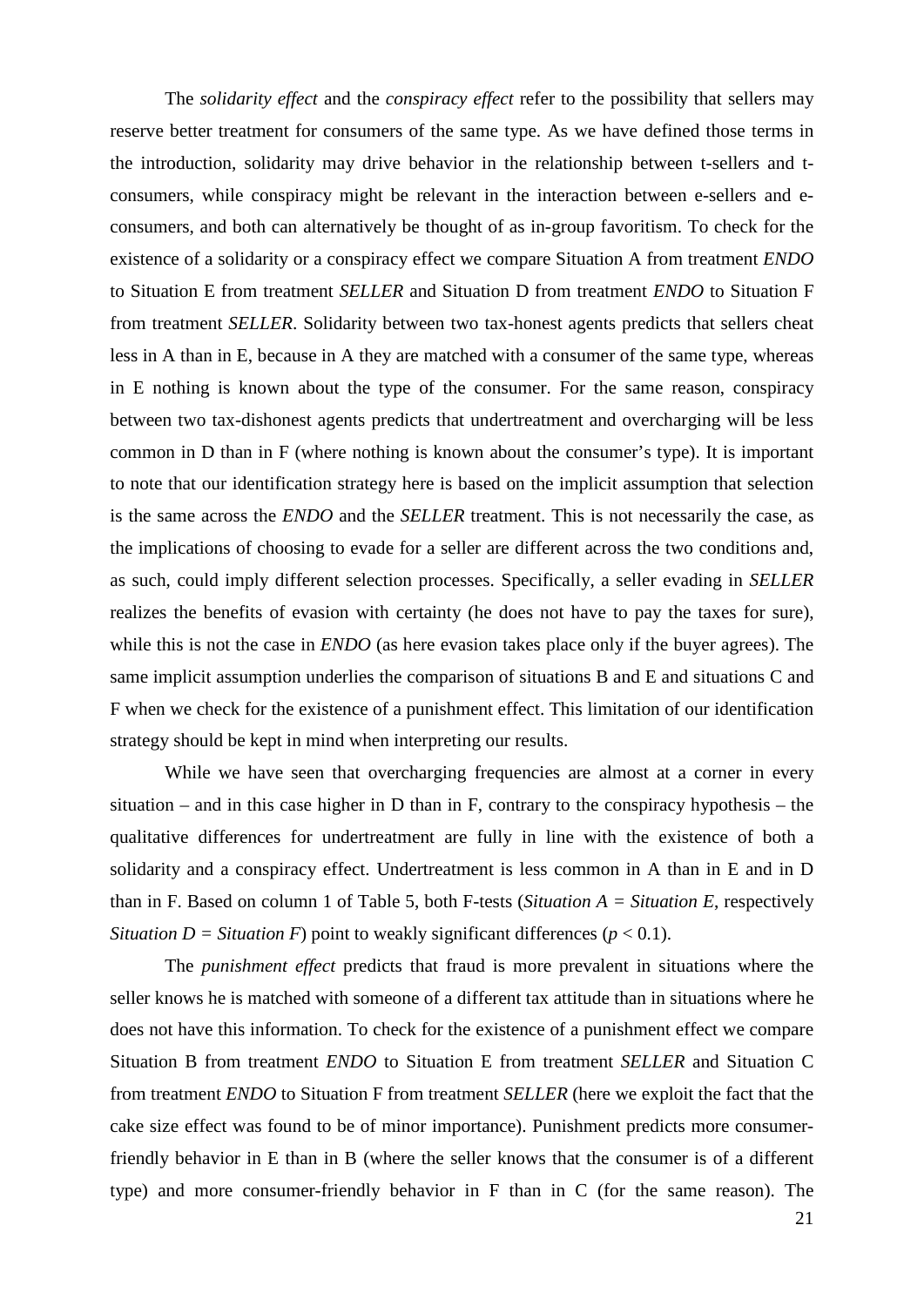The *solidarity effect* and the *conspiracy effect* refer to the possibility that sellers may reserve better treatment for consumers of the same type. As we have defined those terms in the introduction, solidarity may drive behavior in the relationship between t-sellers and t-consumers, while conspiracy might be relevant in the interaction between e-sellers and e-consumers, and both can alternatively be thought of as in-group favoritism. To check for the existence of a solidarity or a conspiracy effect we compare Situation A from treatment *ENDO* to Situation E from treatment *SELLER* and Situation D from treatment *ENDO* to Situation F from treatment *SELLER*. Solidarity between two tax-honest agents predicts that sellers cheat less in A than in E, because in A they are matched with a consumer of the same type, whereas in E nothing is known about the type of the consumer. For the same reason, conspiracy between two tax-dishonest agents predicts that undertreatment and overcharging will be less common in D than in F (where nothing is known about the consumer's type). It is important to note that our identification strategy here is based on the implicit assumption that selection is the same across the *ENDO* and the *SELLER* treatment. This is not necessarily the case, as the implications of choosing to evade for a seller are different across the two conditions and, as such, could imply different selection processes. Specifically, a seller evading in *SELLER* realizes the benefits of evasion with certainty (he does not have to pay the taxes for sure), while this is not the case in *ENDO* (as here evasion takes place only if the buyer agrees). The same implicit assumption underlies the comparison of situations B and E and situations C and F when we check for the existence of a punishment effect. This limitation of our identification strategy should be kept in mind when interpreting our results.

While we have seen that overcharging frequencies are almost at a corner in every situation – and in this case higher in D than in F, contrary to the conspiracy hypothesis – the qualitative differences for undertreatment are fully in line with the existence of both a solidarity and a conspiracy effect. Undertreatment is less common in A than in E and in D than in F. Based on column 1 of Table 5, both F-tests (*Situation A = Situation E*, respectively *Situation D = Situation F*) point to weakly significant differences ($p < 0.1$).

The *punishment effect* predicts that fraud is more prevalent in situations where the seller knows he is matched with someone of a different tax attitude than in situations where he does not have this information. To check for the existence of a punishment effect we compare Situation B from treatment *ENDO* to Situation E from treatment *SELLER* and Situation C from treatment *ENDO* to Situation F from treatment *SELLER* (here we exploit the fact that the cake size effect was found to be of minor importance). Punishment predicts more consumer-friendly behavior in E than in B (where the seller knows that the consumer is of a different type) and more consumer-friendly behavior in F than in C (for the same reason). The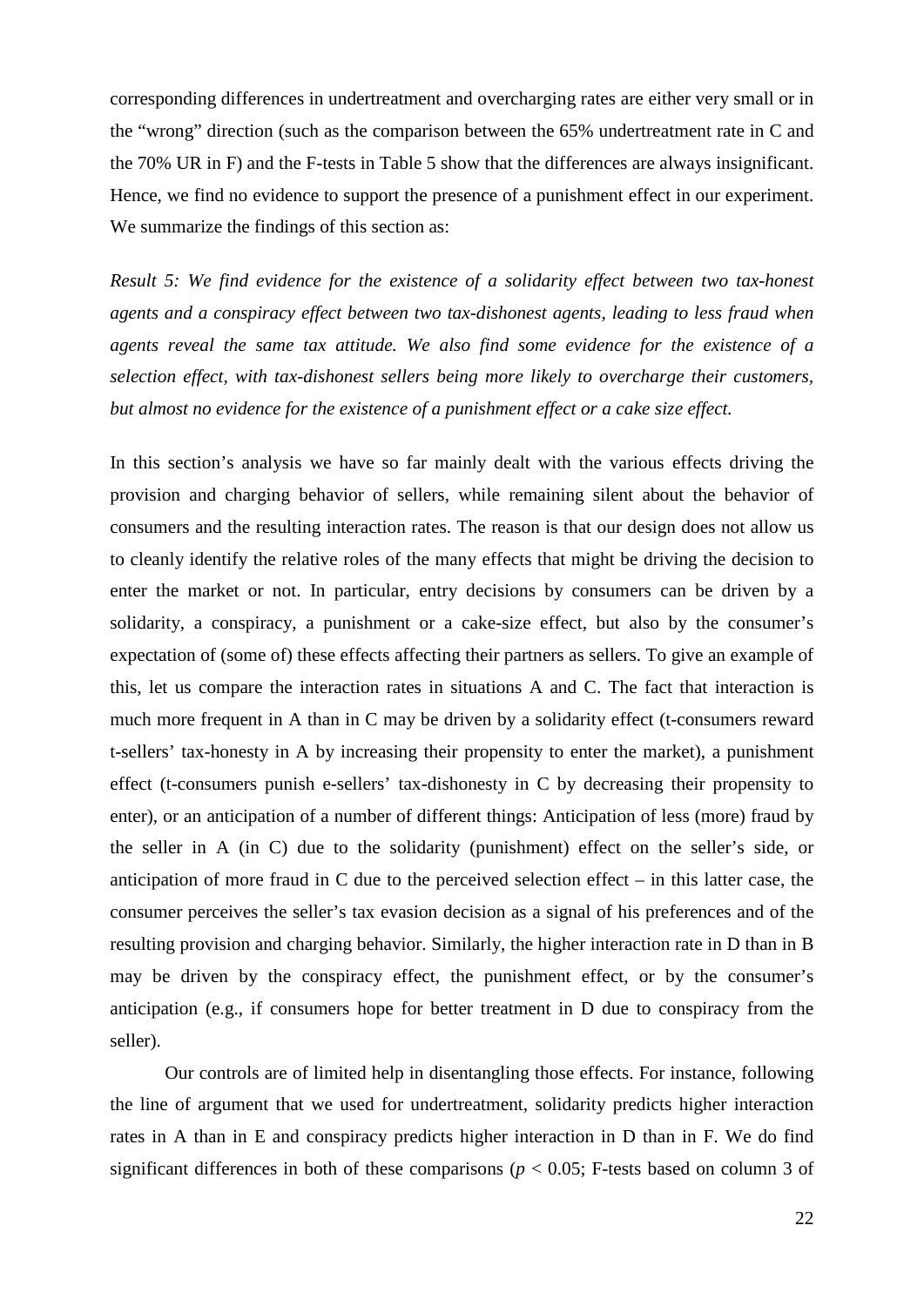corresponding differences in undertreatment and overcharging rates are either very small or in the "wrong" direction (such as the comparison between the 65% undertreatment rate in C and the 70% UR in F) and the F-tests in Table 5 show that the differences are always insignificant. Hence, we find no evidence to support the presence of a punishment effect in our experiment. We summarize the findings of this section as:

*Result 5: We find evidence for the existence of a solidarity effect between two tax-honest agents and a conspiracy effect between two tax-dishonest agents, leading to less fraud when agents reveal the same tax attitude. We also find some evidence for the existence of a selection effect, with tax-dishonest sellers being more likely to overcharge their customers, but almost no evidence for the existence of a punishment effect or a cake size effect.*

In this section's analysis we have so far mainly dealt with the various effects driving the provision and charging behavior of sellers, while remaining silent about the behavior of consumers and the resulting interaction rates. The reason is that our design does not allow us to cleanly identify the relative roles of the many effects that might be driving the decision to enter the market or not. In particular, entry decisions by consumers can be driven by a solidarity, a conspiracy, a punishment or a cake-size effect, but also by the consumer's expectation of (some of) these effects affecting their partners as sellers. To give an example of this, let us compare the interaction rates in situations A and C. The fact that interaction is much more frequent in A than in C may be driven by a solidarity effect (t-consumers reward t-sellers' tax-honesty in A by increasing their propensity to enter the market), a punishment effect (t-consumers punish e-sellers' tax-dishonesty in C by decreasing their propensity to enter), or an anticipation of a number of different things: Anticipation of less (more) fraud by the seller in A (in C) due to the solidarity (punishment) effect on the seller's side, or anticipation of more fraud in C due to the perceived selection effect – in this latter case, the consumer perceives the seller's tax evasion decision as a signal of his preferences and of the resulting provision and charging behavior. Similarly, the higher interaction rate in D than in B may be driven by the conspiracy effect, the punishment effect, or by the consumer's anticipation (e.g., if consumers hope for better treatment in D due to conspiracy from the seller).

Our controls are of limited help in disentangling those effects. For instance, following the line of argument that we used for undertreatment, solidarity predicts higher interaction rates in A than in E and conspiracy predicts higher interaction in D than in F. We do find significant differences in both of these comparisons ($p < 0.05$; F-tests based on column 3 of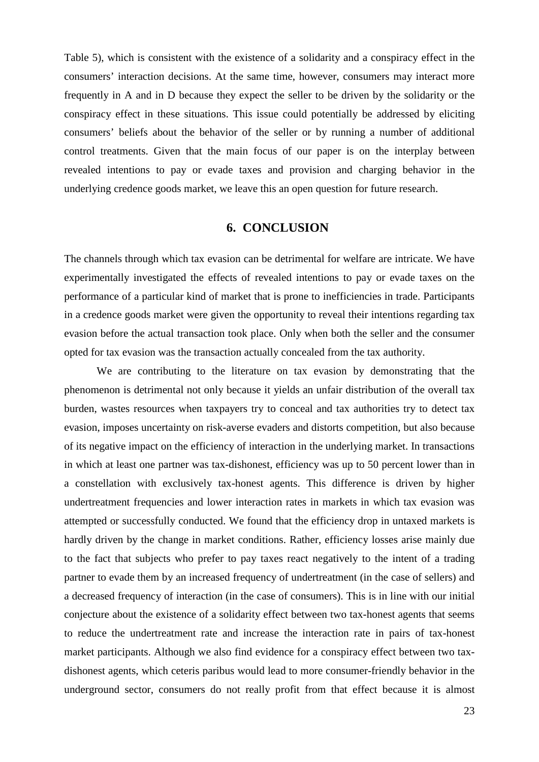Table 5), which is consistent with the existence of a solidarity and a conspiracy effect in the consumers' interaction decisions. At the same time, however, consumers may interact more frequently in A and in D because they expect the seller to be driven by the solidarity or the conspiracy effect in these situations. This issue could potentially be addressed by eliciting consumers' beliefs about the behavior of the seller or by running a number of additional control treatments. Given that the main focus of our paper is on the interplay between revealed intentions to pay or evade taxes and provision and charging behavior in the underlying credence goods market, we leave this an open question for future research.

## 6. CONCLUSION

The channels through which tax evasion can be detrimental for welfare are intricate. We have experimentally investigated the effects of revealed intentions to pay or evade taxes on the performance of a particular kind of market that is prone to inefficiencies in trade. Participants in a credence goods market were given the opportunity to reveal their intentions regarding tax evasion before the actual transaction took place. Only when both the seller and the consumer opted for tax evasion was the transaction actually concealed from the tax authority.

We are contributing to the literature on tax evasion by demonstrating that the phenomenon is detrimental not only because it yields an unfair distribution of the overall tax burden, wastes resources when taxpayers try to conceal and tax authorities try to detect tax evasion, imposes uncertainty on risk-averse evaders and distorts competition, but also because of its negative impact on the efficiency of interaction in the underlying market. In transactions in which at least one partner was tax-dishonest, efficiency was up to 50 percent lower than in a constellation with exclusively tax-honest agents. This difference is driven by higher undertreatment frequencies and lower interaction rates in markets in which tax evasion was attempted or successfully conducted. We found that the efficiency drop in untaxed markets is hardly driven by the change in market conditions. Rather, efficiency losses arise mainly due to the fact that subjects who prefer to pay taxes react negatively to the intent of a trading partner to evade them by an increased frequency of undertreatment (in the case of sellers) and a decreased frequency of interaction (in the case of consumers). This is in line with our initial conjecture about the existence of a solidarity effect between two tax-honest agents that seems to reduce the undertreatment rate and increase the interaction rate in pairs of tax-honest market participants. Although we also find evidence for a conspiracy effect between two tax-dishonest agents, which ceteris paribus would lead to more consumer-friendly behavior in the underground sector, consumers do not really profit from that effect because it is almost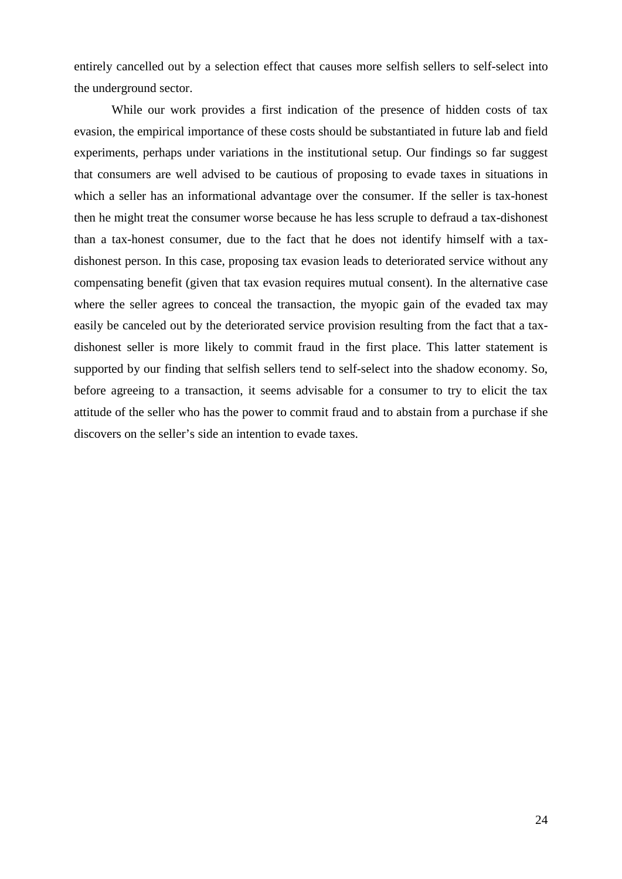entirely cancelled out by a selection effect that causes more selfish sellers to self-select into the underground sector.

While our work provides a first indication of the presence of hidden costs of tax evasion, the empirical importance of these costs should be substantiated in future lab and field experiments, perhaps under variations in the institutional setup. Our findings so far suggest that consumers are well advised to be cautious of proposing to evade taxes in situations in which a seller has an informational advantage over the consumer. If the seller is tax-honest then he might treat the consumer worse because he has less scruple to defraud a tax-dishonest than a tax-honest consumer, due to the fact that he does not identify himself with a tax-dishonest person. In this case, proposing tax evasion leads to deteriorated service without any compensating benefit (given that tax evasion requires mutual consent). In the alternative case where the seller agrees to conceal the transaction, the myopic gain of the evaded tax may easily be canceled out by the deteriorated service provision resulting from the fact that a tax-dishonest seller is more likely to commit fraud in the first place. This latter statement is supported by our finding that selfish sellers tend to self-select into the shadow economy. So, before agreeing to a transaction, it seems advisable for a consumer to try to elicit the tax attitude of the seller who has the power to commit fraud and to abstain from a purchase if she discovers on the seller's side an intention to evade taxes.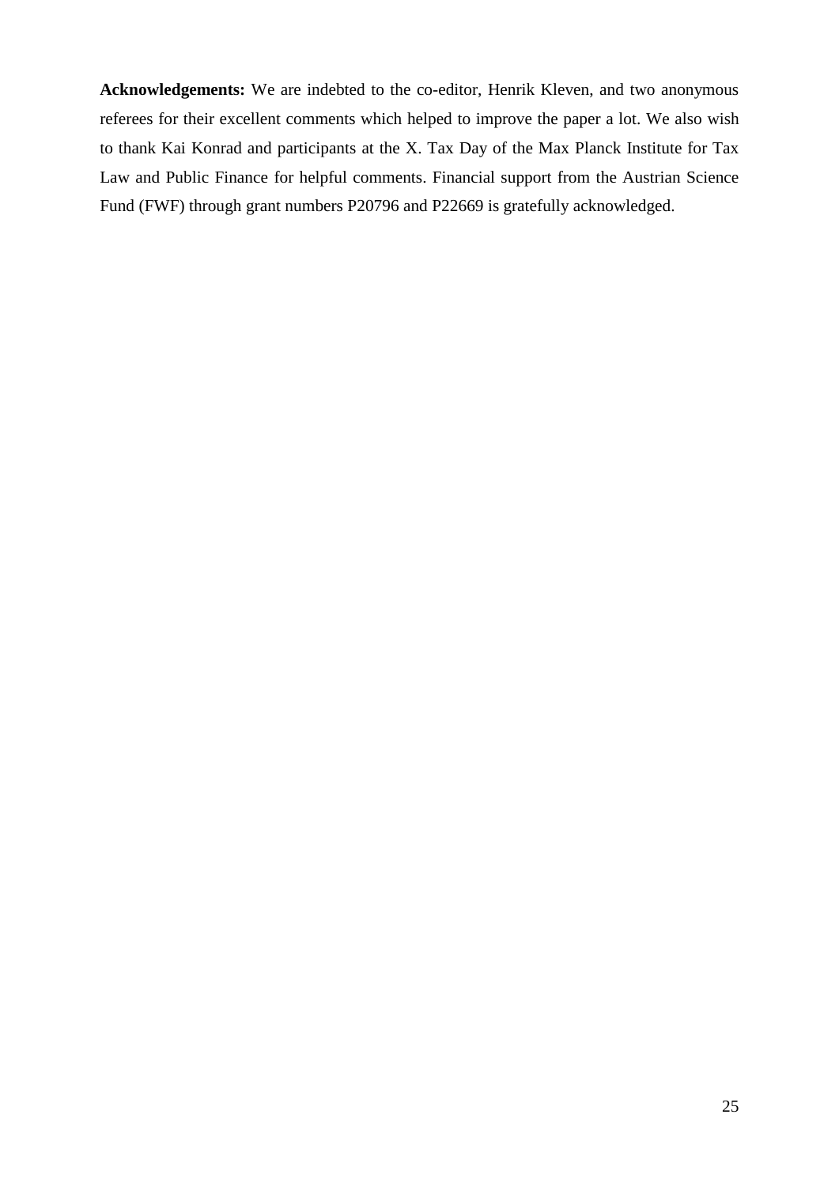**Acknowledgements:** We are indebted to the co-editor, Henrik Kleven, and two anonymous referees for their excellent comments which helped to improve the paper a lot. We also wish to thank Kai Konrad and participants at the X. Tax Day of the Max Planck Institute for Tax Law and Public Finance for helpful comments. Financial support from the Austrian Science Fund (FWF) through grant numbers P20796 and P22669 is gratefully acknowledged.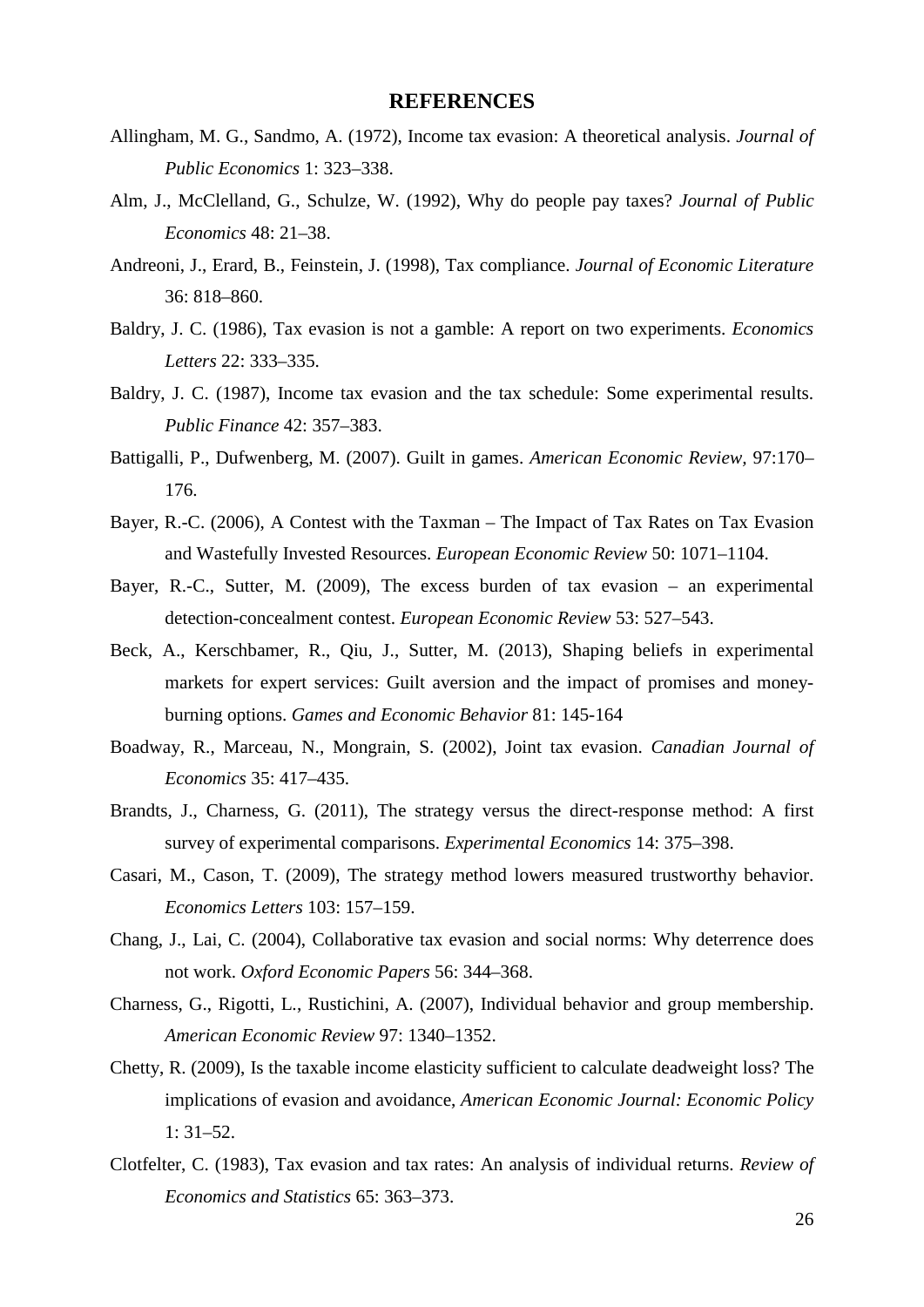## REFERENCES

Allingham, M. G., Sandmo, A. (1972), Income tax evasion: A theoretical analysis. *Journal of Public Economics* 1: 323–338.

Alm, J., McClelland, G., Schulze, W. (1992), Why do people pay taxes? *Journal of Public Economics* 48: 21–38.

Andreoni, J., Erard, B., Feinstein, J. (1998), Tax compliance. *Journal of Economic Literature* 36: 818–860.

Baldry, J. C. (1986), Tax evasion is not a gamble: A report on two experiments. *Economics Letters* 22: 333–335.

Baldry, J. C. (1987), Income tax evasion and the tax schedule: Some experimental results. *Public Finance* 42: 357–383.

Battigalli, P., Dufwenberg, M. (2007). Guilt in games. *American Economic Review*, 97:170–176.

Bayer, R.-C. (2006), A Contest with the Taxman – The Impact of Tax Rates on Tax Evasion and Wastefully Invested Resources. *European Economic Review* 50: 1071–1104.

Bayer, R.-C., Sutter, M. (2009), The excess burden of tax evasion – an experimental detection-concealment contest. *European Economic Review* 53: 527–543.

Beck, A., Kerschbamer, R., Qiu, J., Sutter, M. (2013), Shaping beliefs in experimental markets for expert services: Guilt aversion and the impact of promises and money-burning options. *Games and Economic Behavior* 81: 145-164

Boadway, R., Marceau, N., Mongrain, S. (2002), Joint tax evasion. *Canadian Journal of Economics* 35: 417–435.

Brandts, J., Charness, G. (2011), The strategy versus the direct-response method: A first survey of experimental comparisons. *Experimental Economics* 14: 375–398.

Casari, M., Cason, T. (2009), The strategy method lowers measured trustworthy behavior. *Economics Letters* 103: 157–159.

Chang, J., Lai, C. (2004), Collaborative tax evasion and social norms: Why deterrence does not work. *Oxford Economic Papers* 56: 344–368.

Charness, G., Rigotti, L., Rustichini, A. (2007), Individual behavior and group membership. *American Economic Review* 97: 1340–1352.

Chetty, R. (2009), Is the taxable income elasticity sufficient to calculate deadweight loss? The implications of evasion and avoidance, *American Economic Journal: Economic Policy* 1: 31–52.

Clotfelter, C. (1983), Tax evasion and tax rates: An analysis of individual returns. *Review of Economics and Statistics* 65: 363–373.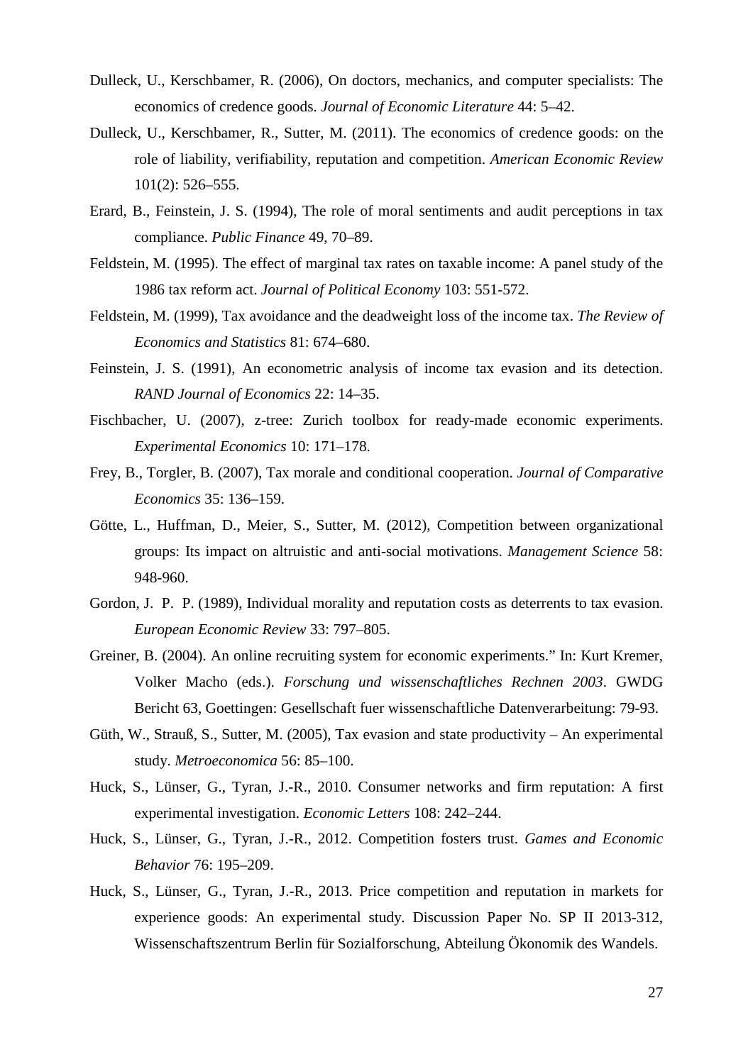Dulleck, U., Kerschbamer, R. (2006), On doctors, mechanics, and computer specialists: The economics of credence goods. *Journal of Economic Literature* 44: 5–42.

Dulleck, U., Kerschbamer, R., Sutter, M. (2011). The economics of credence goods: on the role of liability, verifiability, reputation and competition. *American Economic Review* 101(2): 526–555.

Erard, B., Feinstein, J. S. (1994), The role of moral sentiments and audit perceptions in tax compliance. *Public Finance* 49, 70–89.

Feldstein, M. (1995). The effect of marginal tax rates on taxable income: A panel study of the 1986 tax reform act. *Journal of Political Economy* 103: 551-572.

Feldstein, M. (1999), Tax avoidance and the deadweight loss of the income tax. *The Review of Economics and Statistics* 81: 674–680.

Feinstein, J. S. (1991), An econometric analysis of income tax evasion and its detection. *RAND Journal of Economics* 22: 14–35.

Fischbacher, U. (2007), z-tree: Zurich toolbox for ready-made economic experiments. *Experimental Economics* 10: 171–178.

Frey, B., Torgler, B. (2007), Tax morale and conditional cooperation. *Journal of Comparative Economics* 35: 136–159.

Götte, L., Huffman, D., Meier, S., Sutter, M. (2012), Competition between organizational groups: Its impact on altruistic and anti-social motivations. *Management Science* 58: 948-960.

Gordon, J. P. P. (1989), Individual morality and reputation costs as deterrents to tax evasion. *European Economic Review* 33: 797–805.

Greiner, B. (2004). An online recruiting system for economic experiments." In: Kurt Kremer, Volker Macho (eds.). *Forschung und wissenschaftliches Rechnen 2003*. GWDG Bericht 63, Goettingen: Gesellschaft fuer wissenschaftliche Datenverarbeitung: 79-93.

Güth, W., Strauß, S., Sutter, M. (2005), Tax evasion and state productivity – An experimental study. *Metroeconomica* 56: 85–100.

Huck, S., Lünser, G., Tyran, J.-R., 2010. Consumer networks and firm reputation: A first experimental investigation. *Economic Letters* 108: 242–244.

Huck, S., Lünser, G., Tyran, J.-R., 2012. Competition fosters trust. *Games and Economic Behavior* 76: 195–209.

Huck, S., Lünser, G., Tyran, J.-R., 2013. Price competition and reputation in markets for experience goods: An experimental study. Discussion Paper No. SP II 2013-312, Wissenschaftszentrum Berlin für Sozialforschung, Abteilung Ökonomik des Wandels.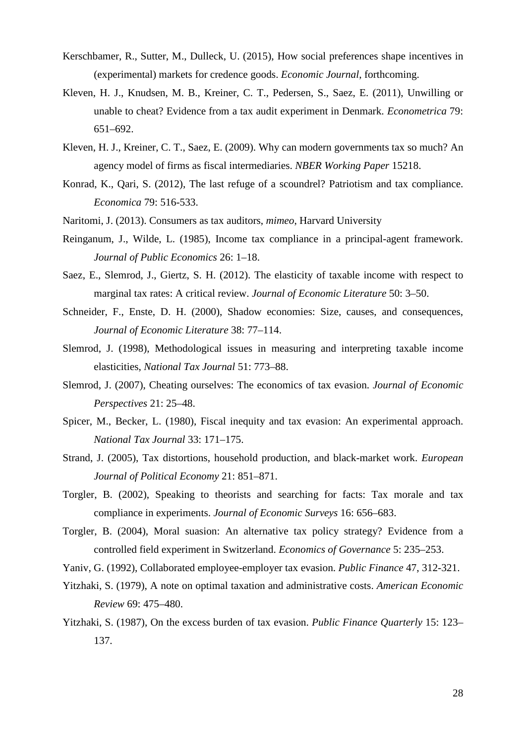Kerschbamer, R., Sutter, M., Dulleck, U. (2015), How social preferences shape incentives in (experimental) markets for credence goods. *Economic Journal*, forthcoming.

Kleven, H. J., Knudsen, M. B., Kreiner, C. T., Pedersen, S., Saez, E. (2011), Unwilling or unable to cheat? Evidence from a tax audit experiment in Denmark. *Econometrica* 79: 651–692.

Kleven, H. J., Kreiner, C. T., Saez, E. (2009). Why can modern governments tax so much? An agency model of firms as fiscal intermediaries. *NBER Working Paper* 15218.

Konrad, K., Qari, S. (2012), The last refuge of a scoundrel? Patriotism and tax compliance. *Economica* 79: 516-533.

Naritomi, J. (2013). Consumers as tax auditors, *mimeo*, Harvard University

Reinganum, J., Wilde, L. (1985), Income tax compliance in a principal-agent framework. *Journal of Public Economics* 26: 1–18.

Saez, E., Slemrod, J., Giertz, S. H. (2012). The elasticity of taxable income with respect to marginal tax rates: A critical review. *Journal of Economic Literature* 50: 3–50.

Schneider, F., Enste, D. H. (2000), Shadow economies: Size, causes, and consequences, *Journal of Economic Literature* 38: 77–114.

Slemrod, J. (1998), Methodological issues in measuring and interpreting taxable income elasticities, *National Tax Journal* 51: 773–88.

Slemrod, J. (2007), Cheating ourselves: The economics of tax evasion. *Journal of Economic Perspectives* 21: 25–48.

Spicer, M., Becker, L. (1980), Fiscal inequity and tax evasion: An experimental approach. *National Tax Journal* 33: 171–175.

Strand, J. (2005), Tax distortions, household production, and black-market work. *European Journal of Political Economy* 21: 851–871.

Torgler, B. (2002), Speaking to theorists and searching for facts: Tax morale and tax compliance in experiments. *Journal of Economic Surveys* 16: 656–683.

Torgler, B. (2004), Moral suasion: An alternative tax policy strategy? Evidence from a controlled field experiment in Switzerland. *Economics of Governance* 5: 235–253.

Yaniv, G. (1992), Collaborated employee-employer tax evasion. *Public Finance* 47, 312-321.

Yitzhaki, S. (1979), A note on optimal taxation and administrative costs. *American Economic Review* 69: 475–480.

Yitzhaki, S. (1987), On the excess burden of tax evasion. *Public Finance Quarterly* 15: 123–137.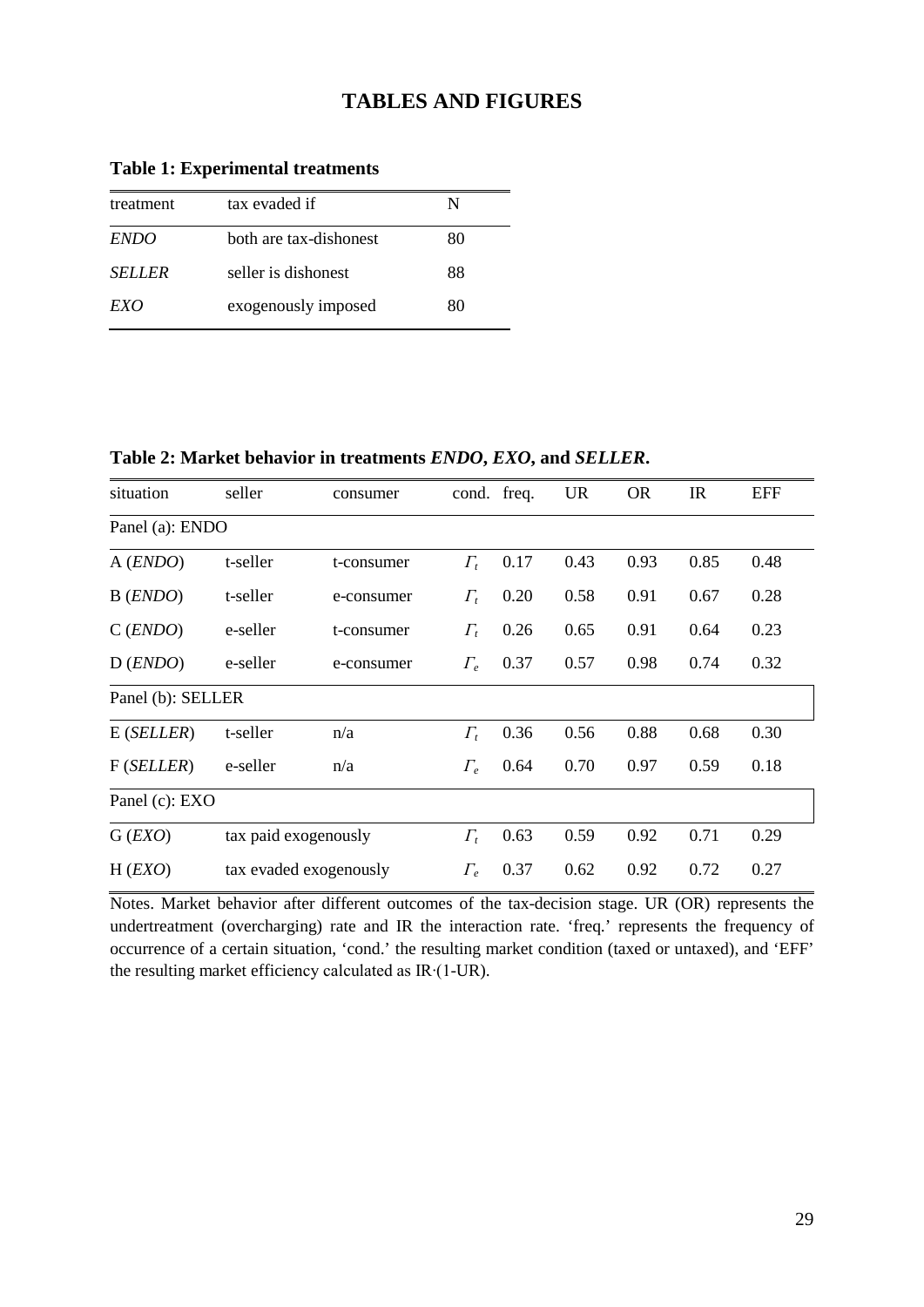# TABLES AND FIGURES

**Table 1: Experimental treatments**

| treatment | tax evaded if | N |
|---|---|---|
| *ENDO* | both are tax-dishonest | 80 |
| *SELLER* | seller is dishonest | 88 |
| *EXO* | exogenously imposed | 80 |

**Table 2: Market behavior in treatments *ENDO*, *EXO*, and *SELLER*.**

| situation | seller | consumer | cond. | freq. | UR | OR | IR | EFF |
|---|---|---|---|---|---|---|---|---|
| Panel (a): ENDO | | | | | | | | |
| A (*ENDO*) | t-seller | t-consumer | $\Gamma_t$ | 0.17 | 0.43 | 0.93 | 0.85 | 0.48 |
| B (*ENDO*) | t-seller | e-consumer | $\Gamma_t$ | 0.20 | 0.58 | 0.91 | 0.67 | 0.28 |
| C (*ENDO*) | e-seller | t-consumer | $\Gamma_t$ | 0.26 | 0.65 | 0.91 | 0.64 | 0.23 |
| D (*ENDO*) | e-seller | e-consumer | $\Gamma_e$ | 0.37 | 0.57 | 0.98 | 0.74 | 0.32 |
| Panel (b): SELLER | | | | | | | | |
| E (*SELLER*) | t-seller | n/a | $\Gamma_t$ | 0.36 | 0.56 | 0.88 | 0.68 | 0.30 |
| F (*SELLER*) | e-seller | n/a | $\Gamma_e$ | 0.64 | 0.70 | 0.97 | 0.59 | 0.18 |
| Panel (c): EXO | | | | | | | | |
| G (*EXO*) | tax paid exogenously | | $\Gamma_t$ | 0.63 | 0.59 | 0.92 | 0.71 | 0.29 |
| H (*EXO*) | tax evaded exogenously | | $\Gamma_e$ | 0.37 | 0.62 | 0.92 | 0.72 | 0.27 |

Notes. Market behavior after different outcomes of the tax-decision stage. UR (OR) represents the undertreatment (overcharging) rate and IR the interaction rate. 'freq.' represents the frequency of occurrence of a certain situation, 'cond.' the resulting market condition (taxed or untaxed), and 'EFF' the resulting market efficiency calculated as IR·(1-UR).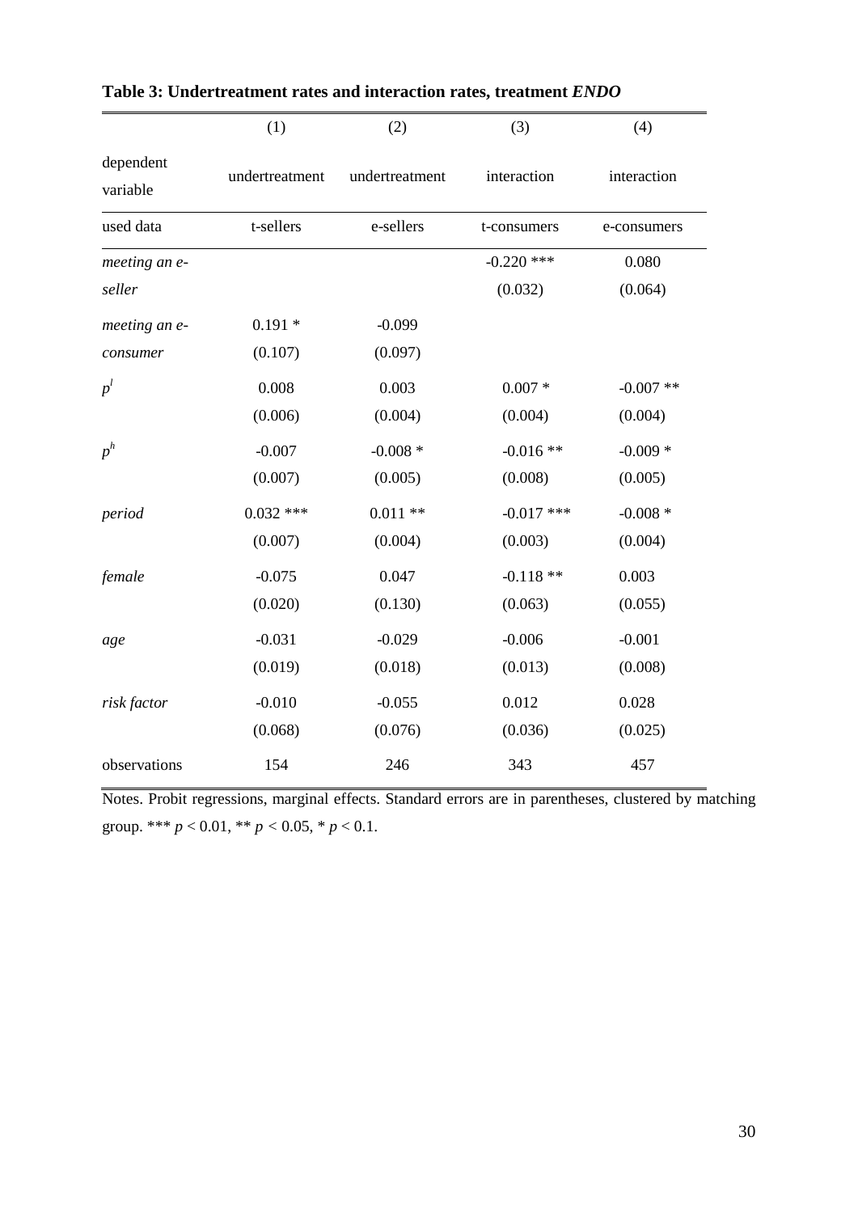**Table 3: Undertreatment rates and interaction rates, treatment *ENDO***

| | (1) | (2) | (3) | (4) |
|---|---|---|---|---|
| dependent variable | undertreatment | undertreatment | interaction | interaction |
| used data | t-sellers | e-sellers | t-consumers | e-consumers |
| *meeting an e-seller* | | | -0.220 *** | 0.080 |
| | | | (0.032) | (0.064) |
| *meeting an e-consumer* | 0.191 * | -0.099 | | |
| | (0.107) | (0.097) | | |
| $p^l$ | 0.008 | 0.003 | 0.007 * | -0.007 ** |
| | (0.006) | (0.004) | (0.004) | (0.004) |
| $p^h$ | -0.007 | -0.008 * | -0.016 ** | -0.009 * |
| | (0.007) | (0.005) | (0.008) | (0.005) |
| *period* | 0.032 *** | 0.011 ** | -0.017 *** | -0.008 * |
| | (0.007) | (0.004) | (0.003) | (0.004) |
| *female* | -0.075 | 0.047 | -0.118 ** | 0.003 |
| | (0.020) | (0.130) | (0.063) | (0.055) |
| *age* | -0.031 | -0.029 | -0.006 | -0.001 |
| | (0.019) | (0.018) | (0.013) | (0.008) |
| *risk factor* | -0.010 | -0.055 | 0.012 | 0.028 |
| | (0.068) | (0.076) | (0.036) | (0.025) |
| observations | 154 | 246 | 343 | 457 |

Notes. Probit regressions, marginal effects. Standard errors are in parentheses, clustered by matching group. *** $p < 0.01$, ** $p < 0.05$, * $p < 0.1$.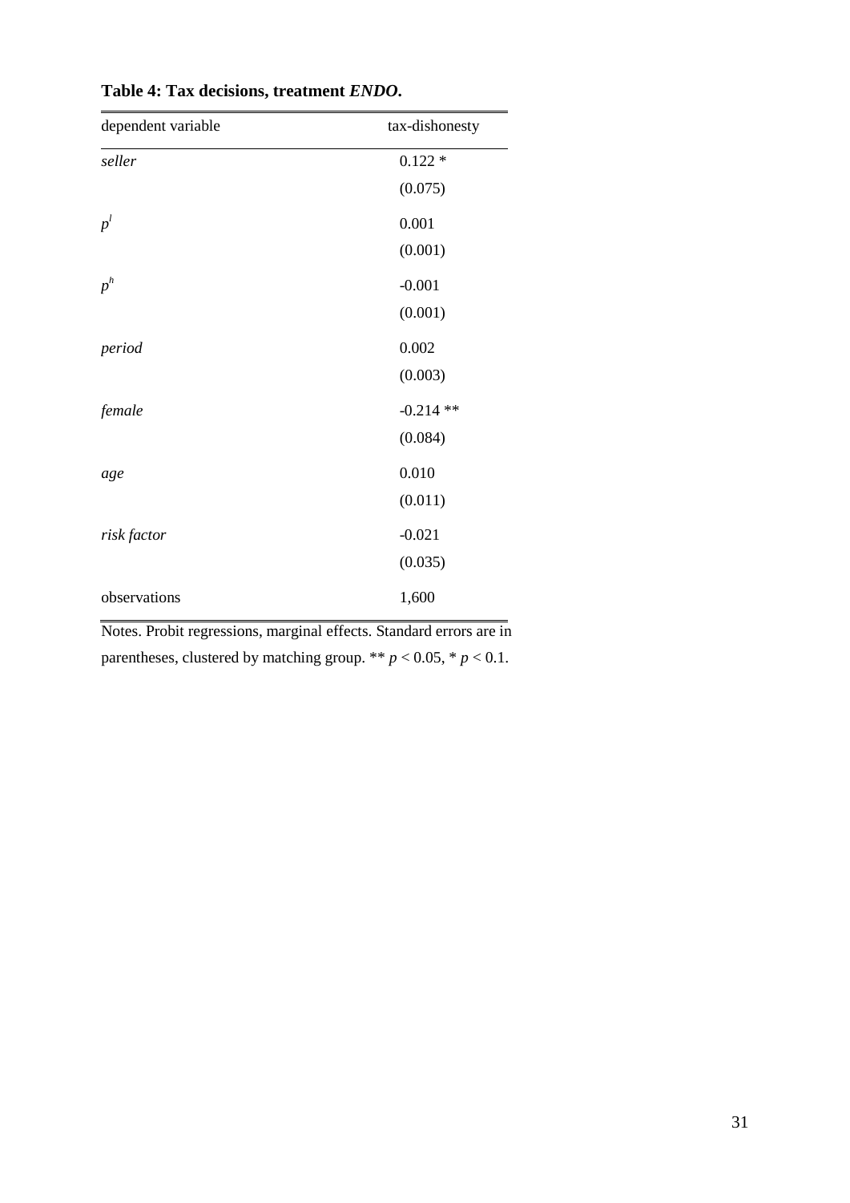**Table 4: Tax decisions, treatment *ENDO*.**

| dependent variable | tax-dishonesty |
|---|---|
| *seller* | 0.122 * |
| | (0.075) |
| $p^l$ | 0.001 |
| | (0.001) |
| $p^h$ | -0.001 |
| | (0.001) |
| *period* | 0.002 |
| | (0.003) |
| *female* | -0.214 ** |
| | (0.084) |
| *age* | 0.010 |
| | (0.011) |
| *risk factor* | -0.021 |
| | (0.035) |
| observations | 1,600 |

Notes. Probit regressions, marginal effects. Standard errors are in parentheses, clustered by matching group. ** $p < 0.05$, * $p < 0.1$.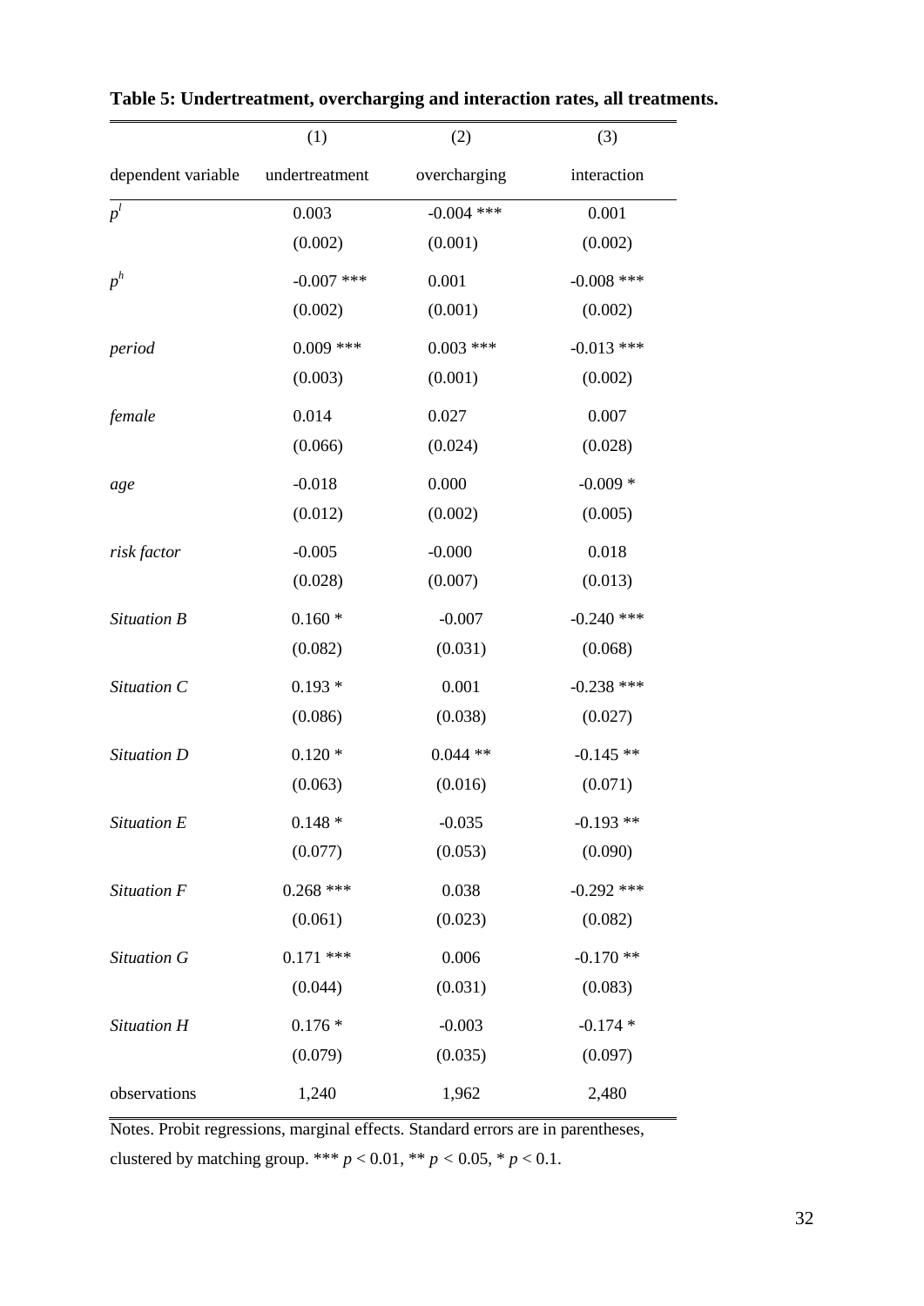**Table 5: Undertreatment, overcharging and interaction rates, all treatments.**

| | (1) | (2) | (3) |
|---|---|---|---|
| dependent variable | undertreatment | overcharging | interaction |
| $p^l$ | 0.003 | -0.004 *** | 0.001 |
| | (0.002) | (0.001) | (0.002) |
| $p^h$ | -0.007 *** | 0.001 | -0.008 *** |
| | (0.002) | (0.001) | (0.002) |
| *period* | 0.009 *** | 0.003 *** | -0.013 *** |
| | (0.003) | (0.001) | (0.002) |
| *female* | 0.014 | 0.027 | 0.007 |
| | (0.066) | (0.024) | (0.028) |
| *age* | -0.018 | 0.000 | -0.009 * |
| | (0.012) | (0.002) | (0.005) |
| *risk factor* | -0.005 | -0.000 | 0.018 |
| | (0.028) | (0.007) | (0.013) |
| *Situation B* | 0.160 * | -0.007 | -0.240 *** |
| | (0.082) | (0.031) | (0.068) |
| *Situation C* | 0.193 * | 0.001 | -0.238 *** |
| | (0.086) | (0.038) | (0.027) |
| *Situation D* | 0.120 * | 0.044 ** | -0.145 ** |
| | (0.063) | (0.016) | (0.071) |
| *Situation E* | 0.148 * | -0.035 | -0.193 ** |
| | (0.077) | (0.053) | (0.090) |
| *Situation F* | 0.268 *** | 0.038 | -0.292 *** |
| | (0.061) | (0.023) | (0.082) |
| *Situation G* | 0.171 *** | 0.006 | -0.170 ** |
| | (0.044) | (0.031) | (0.083) |
| *Situation H* | 0.176 * | -0.003 | -0.174 * |
| | (0.079) | (0.035) | (0.097) |
| observations | 1,240 | 1,962 | 2,480 |

Notes. Probit regressions, marginal effects. Standard errors are in parentheses, clustered by matching group. *** $p < 0.01$, ** $p < 0.05$, * $p < 0.1$.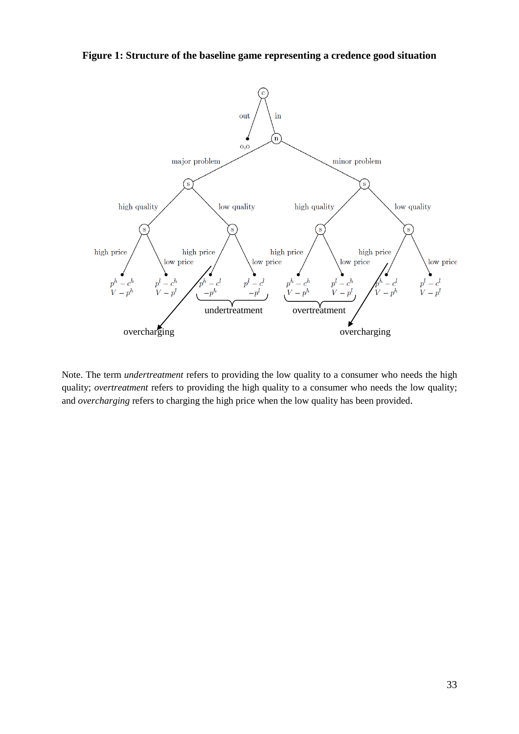**Figure 1: Structure of the baseline game representing a credence good situation**

Note. The term *undertreatment* refers to providing the low quality to a consumer who needs the high quality; *overtreatment* refers to providing the high quality to a consumer who needs the low quality; and *overcharging* refers to charging the high price when the low quality has been provided.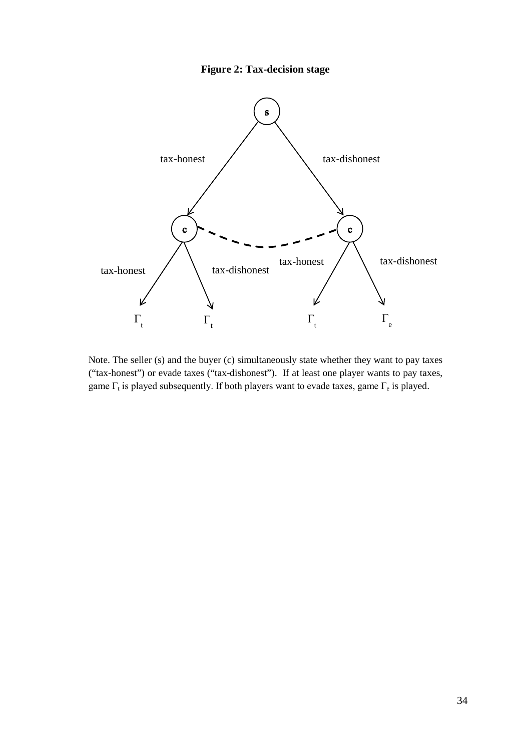**Figure 2: Tax-decision stage**

Note. The seller (s) and the buyer (c) simultaneously state whether they want to pay taxes ("tax-honest") or evade taxes ("tax-dishonest"). If at least one player wants to pay taxes, game $\Gamma_t$ is played subsequently. If both players want to evade taxes, game $\Gamma_e$ is played.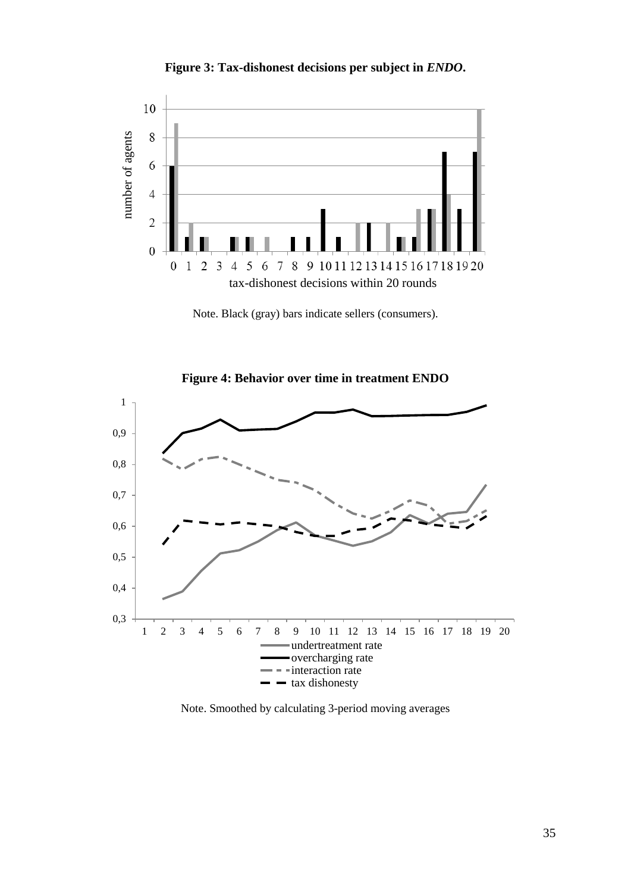**Figure 3: Tax-dishonest decisions per subject in *ENDO*.**

Note. Black (gray) bars indicate sellers (consumers).

**Figure 4: Behavior over time in treatment ENDO**

Note. Smoothed by calculating 3-period moving averages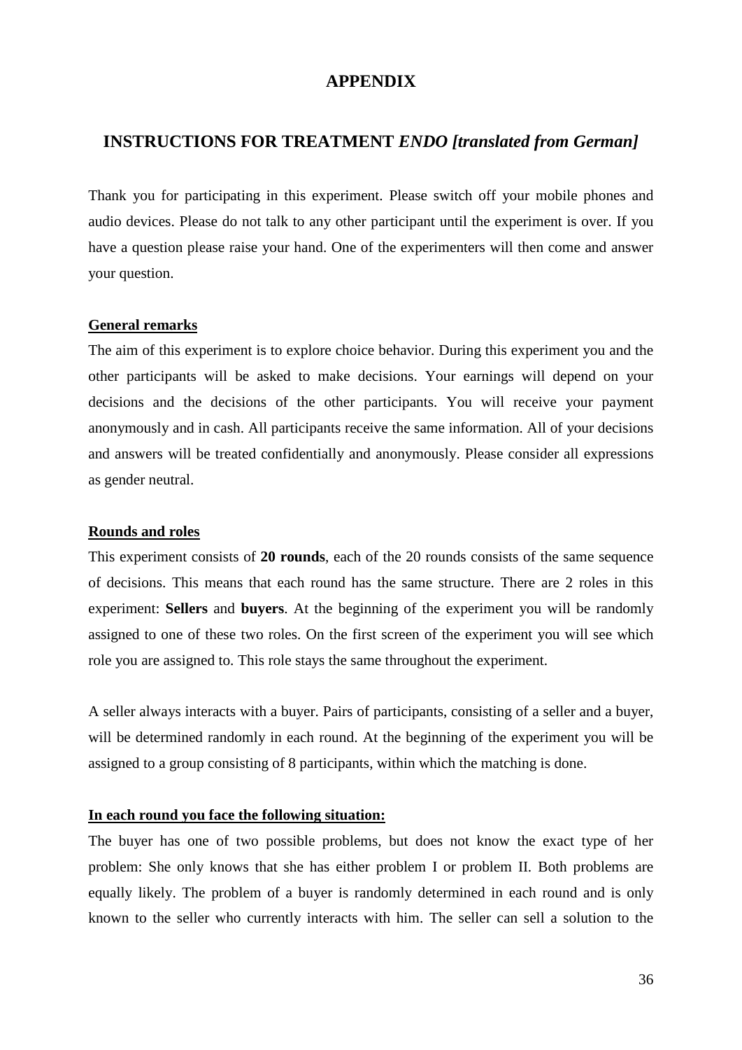# APPENDIX

## INSTRUCTIONS FOR TREATMENT *ENDO [translated from German]*

Thank you for participating in this experiment. Please switch off your mobile phones and audio devices. Please do not talk to any other participant until the experiment is over. If you have a question please raise your hand. One of the experimenters will then come and answer your question.

### General remarks

The aim of this experiment is to explore choice behavior. During this experiment you and the other participants will be asked to make decisions. Your earnings will depend on your decisions and the decisions of the other participants. You will receive your payment anonymously and in cash. All participants receive the same information. All of your decisions and answers will be treated confidentially and anonymously. Please consider all expressions as gender neutral.

### Rounds and roles

This experiment consists of **20 rounds**, each of the 20 rounds consists of the same sequence of decisions. This means that each round has the same structure. There are 2 roles in this experiment: **Sellers** and **buyers**. At the beginning of the experiment you will be randomly assigned to one of these two roles. On the first screen of the experiment you will see which role you are assigned to. This role stays the same throughout the experiment.

A seller always interacts with a buyer. Pairs of participants, consisting of a seller and a buyer, will be determined randomly in each round. At the beginning of the experiment you will be assigned to a group consisting of 8 participants, within which the matching is done.

### In each round you face the following situation:

The buyer has one of two possible problems, but does not know the exact type of her problem: She only knows that she has either problem I or problem II. Both problems are equally likely. The problem of a buyer is randomly determined in each round and is only known to the seller who currently interacts with him. The seller can sell a solution to the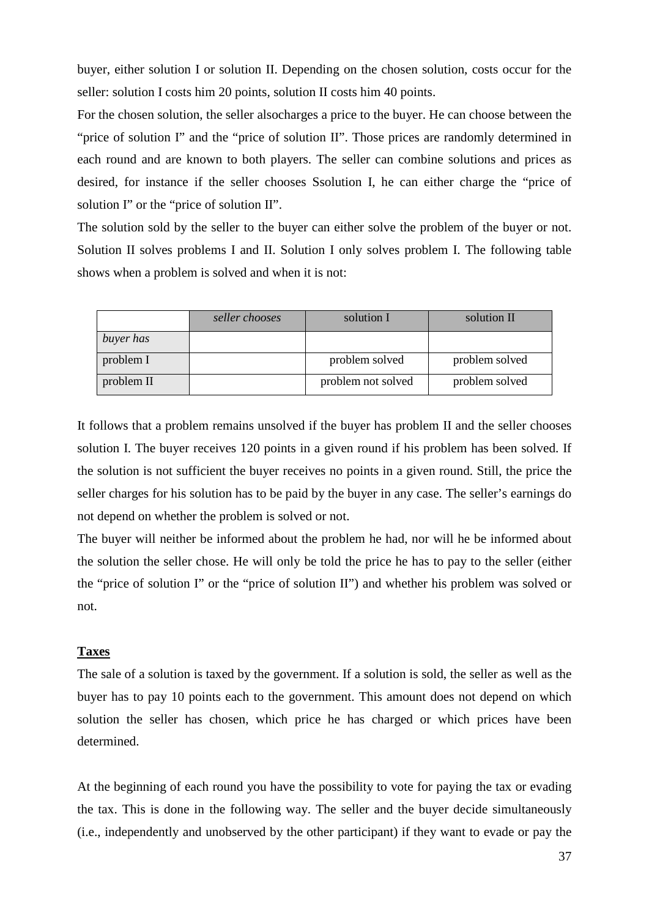buyer, either solution I or solution II. Depending on the chosen solution, costs occur for the seller: solution I costs him 20 points, solution II costs him 40 points.

For the chosen solution, the seller alsocharges a price to the buyer. He can choose between the "price of solution I" and the "price of solution II". Those prices are randomly determined in each round and are known to both players. The seller can combine solutions and prices as desired, for instance if the seller chooses Ssolution I, he can either charge the "price of solution I" or the "price of solution II".

The solution sold by the seller to the buyer can either solve the problem of the buyer or not. Solution II solves problems I and II. Solution I only solves problem I. The following table shows when a problem is solved and when it is not:

| | *seller chooses* | solution I | solution II |
|---|---|---|---|
| *buyer has* | | | |
| problem I | | problem solved | problem solved |
| problem II | | problem not solved | problem solved |

It follows that a problem remains unsolved if the buyer has problem II and the seller chooses solution I. The buyer receives 120 points in a given round if his problem has been solved. If the solution is not sufficient the buyer receives no points in a given round. Still, the price the seller charges for his solution has to be paid by the buyer in any case. The seller's earnings do not depend on whether the problem is solved or not.

The buyer will neither be informed about the problem he had, nor will he be informed about the solution the seller chose. He will only be told the price he has to pay to the seller (either the "price of solution I" or the "price of solution II") and whether his problem was solved or not.

**Taxes**

The sale of a solution is taxed by the government. If a solution is sold, the seller as well as the buyer has to pay 10 points each to the government. This amount does not depend on which solution the seller has chosen, which price he has charged or which prices have been determined.

At the beginning of each round you have the possibility to vote for paying the tax or evading the tax. This is done in the following way. The seller and the buyer decide simultaneously (i.e., independently and unobserved by the other participant) if they want to evade or pay the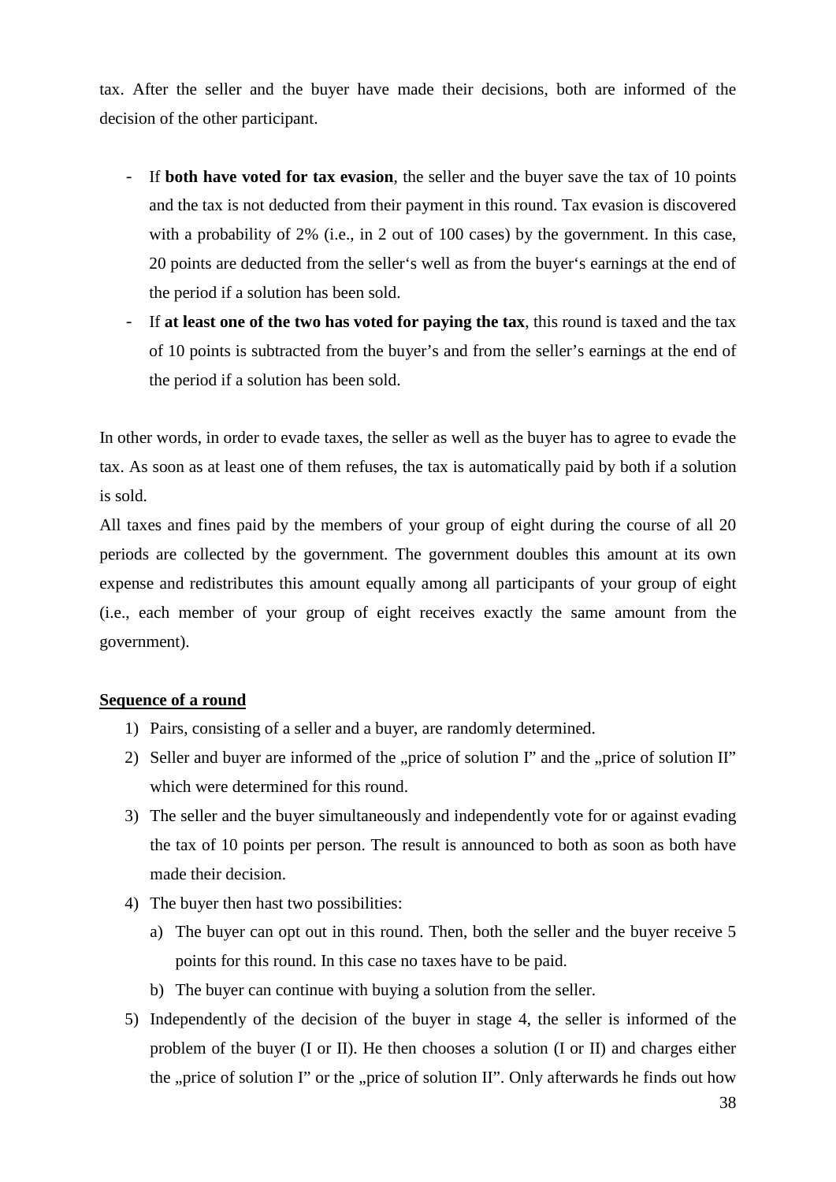tax. After the seller and the buyer have made their decisions, both are informed of the decision of the other participant.

- If **both have voted for tax evasion**, the seller and the buyer save the tax of 10 points and the tax is not deducted from their payment in this round. Tax evasion is discovered with a probability of 2% (i.e., in 2 out of 100 cases) by the government. In this case, 20 points are deducted from the seller's well as from the buyer's earnings at the end of the period if a solution has been sold.
- If **at least one of the two has voted for paying the tax**, this round is taxed and the tax of 10 points is subtracted from the buyer's and from the seller's earnings at the end of the period if a solution has been sold.

In other words, in order to evade taxes, the seller as well as the buyer has to agree to evade the tax. As soon as at least one of them refuses, the tax is automatically paid by both if a solution is sold.

All taxes and fines paid by the members of your group of eight during the course of all 20 periods are collected by the government. The government doubles this amount at its own expense and redistributes this amount equally among all participants of your group of eight (i.e., each member of your group of eight receives exactly the same amount from the government).

**Sequence of a round**

1) Pairs, consisting of a seller and a buyer, are randomly determined.
2) Seller and buyer are informed of the „price of solution I" and the „price of solution II" which were determined for this round.
3) The seller and the buyer simultaneously and independently vote for or against evading the tax of 10 points per person. The result is announced to both as soon as both have made their decision.
4) The buyer then hast two possibilities:
   a) The buyer can opt out in this round. Then, both the seller and the buyer receive 5 points for this round. In this case no taxes have to be paid.
   b) The buyer can continue with buying a solution from the seller.
5) Independently of the decision of the buyer in stage 4, the seller is informed of the problem of the buyer (I or II). He then chooses a solution (I or II) and charges either the „price of solution I" or the „price of solution II". Only afterwards he finds out how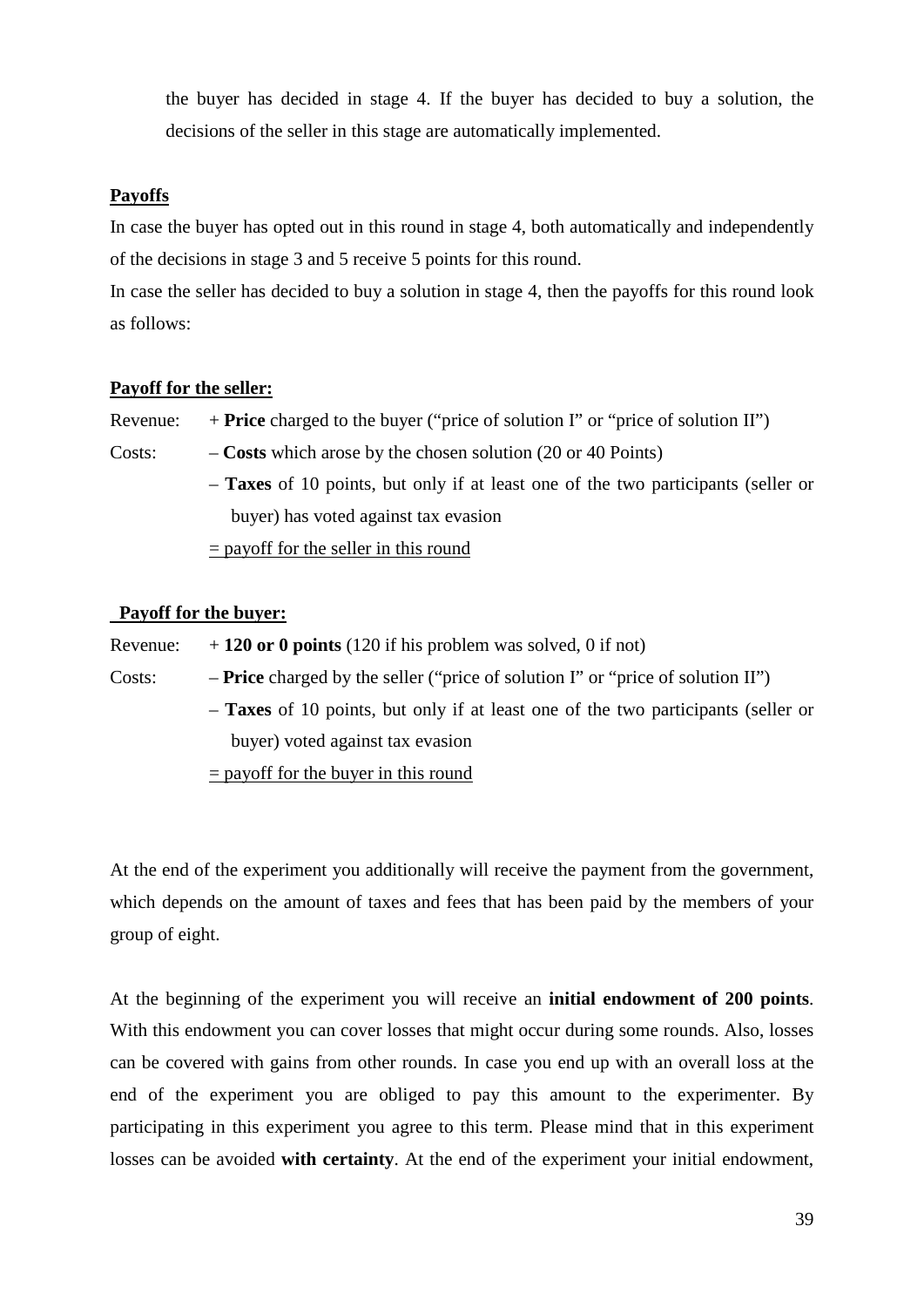the buyer has decided in stage 4. If the buyer has decided to buy a solution, the decisions of the seller in this stage are automatically implemented.

**Payoffs**

In case the buyer has opted out in this round in stage 4, both automatically and independently of the decisions in stage 3 and 5 receive 5 points for this round.

In case the seller has decided to buy a solution in stage 4, then the payoffs for this round look as follows:

**Payoff for the seller:**

Revenue: + **Price** charged to the buyer ("price of solution I" or "price of solution II")

Costs: – **Costs** which arose by the chosen solution (20 or 40 Points)

– **Taxes** of 10 points, but only if at least one of the two participants (seller or buyer) has voted against tax evasion

= payoff for the seller in this round

**Payoff for the buyer:**

Revenue: + **120 or 0 points** (120 if his problem was solved, 0 if not)

Costs: – **Price** charged by the seller ("price of solution I" or "price of solution II")

– **Taxes** of 10 points, but only if at least one of the two participants (seller or buyer) voted against tax evasion

= payoff for the buyer in this round

At the end of the experiment you additionally will receive the payment from the government, which depends on the amount of taxes and fees that has been paid by the members of your group of eight.

At the beginning of the experiment you will receive an **initial endowment of 200 points**. With this endowment you can cover losses that might occur during some rounds. Also, losses can be covered with gains from other rounds. In case you end up with an overall loss at the end of the experiment you are obliged to pay this amount to the experimenter. By participating in this experiment you agree to this term. Please mind that in this experiment losses can be avoided **with certainty**. At the end of the experiment your initial endowment,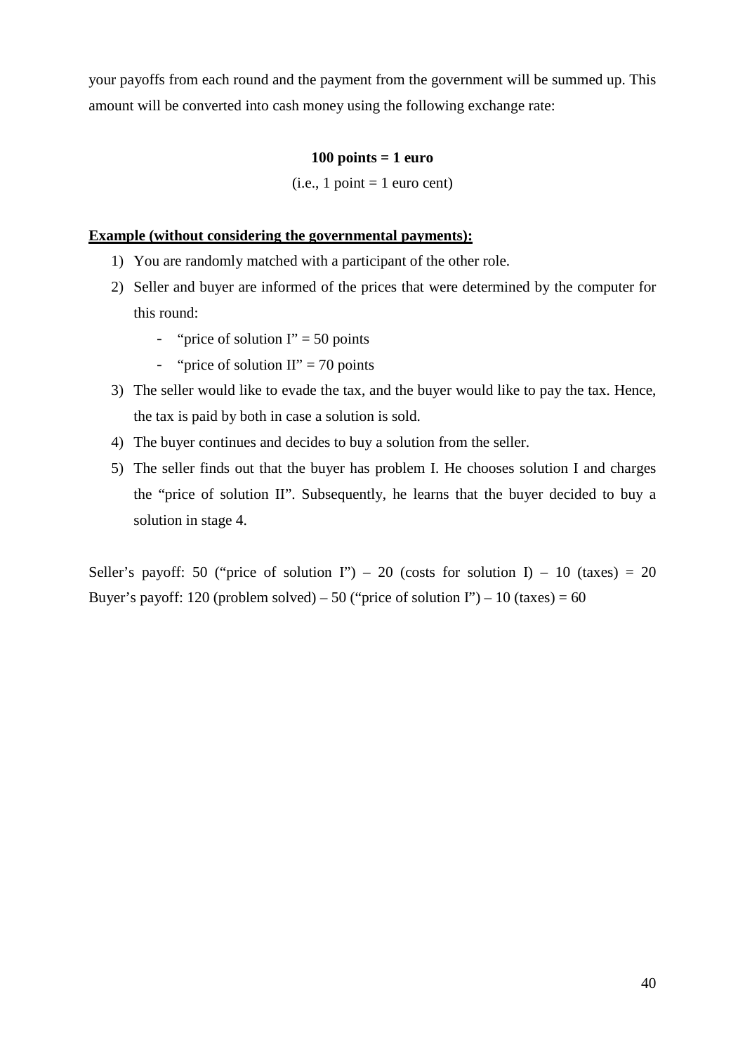your payoffs from each round and the payment from the government will be summed up. This amount will be converted into cash money using the following exchange rate:

**100 points = 1 euro**

(i.e., 1 point = 1 euro cent)

**Example (without considering the governmental payments):**

1) You are randomly matched with a participant of the other role.
2) Seller and buyer are informed of the prices that were determined by the computer for this round:
   - "price of solution I" = 50 points
   - "price of solution II" = 70 points
3) The seller would like to evade the tax, and the buyer would like to pay the tax. Hence, the tax is paid by both in case a solution is sold.
4) The buyer continues and decides to buy a solution from the seller.
5) The seller finds out that the buyer has problem I. He chooses solution I and charges the "price of solution II". Subsequently, he learns that the buyer decided to buy a solution in stage 4.

Seller's payoff: 50 ("price of solution I") – 20 (costs for solution I) – 10 (taxes) = 20
Buyer's payoff: 120 (problem solved) – 50 ("price of solution I") – 10 (taxes) = 60